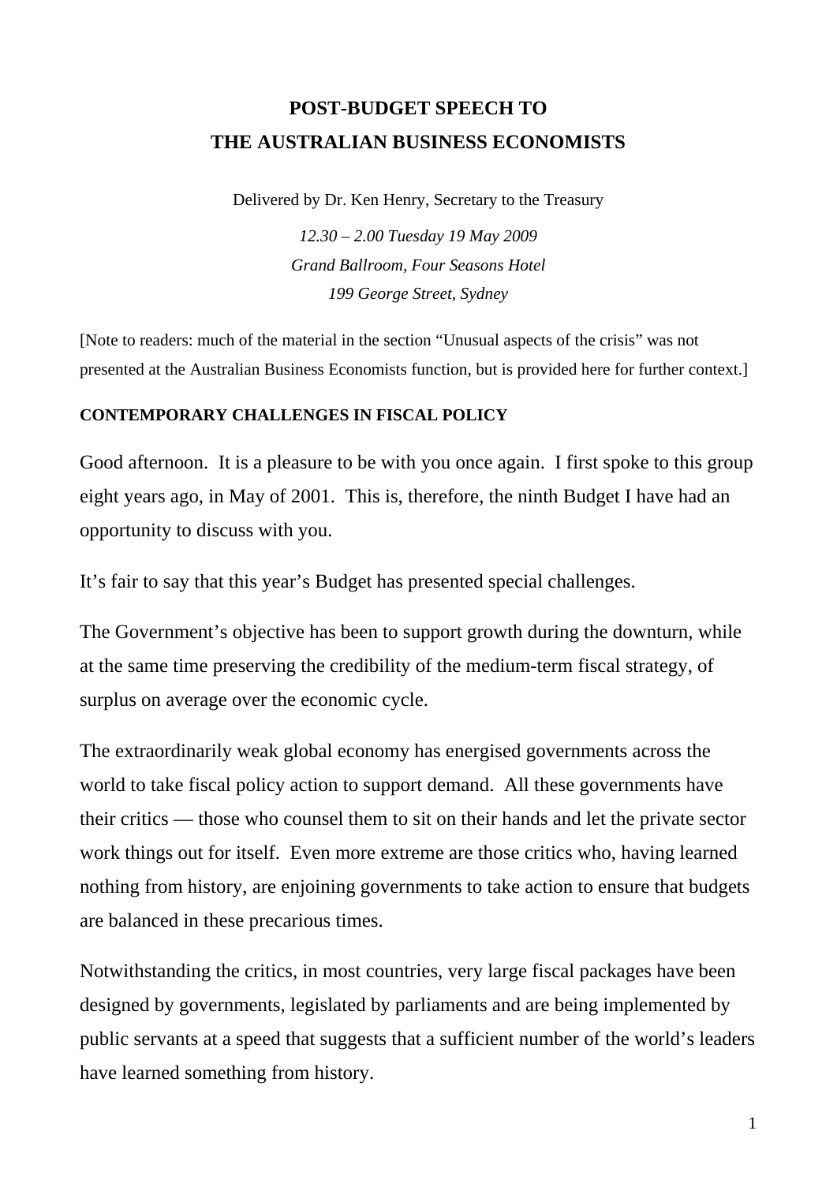# POST-BUDGET SPEECH TO THE AUSTRALIAN BUSINESS ECONOMISTS

Delivered by Dr. Ken Henry, Secretary to the Treasury

*12.30 – 2.00 Tuesday 19 May 2009*

*Grand Ballroom, Four Seasons Hotel*

*199 George Street, Sydney*

[Note to readers: much of the material in the section "Unusual aspects of the crisis" was not presented at the Australian Business Economists function, but is provided here for further context.]

## CONTEMPORARY CHALLENGES IN FISCAL POLICY

Good afternoon. It is a pleasure to be with you once again. I first spoke to this group eight years ago, in May of 2001. This is, therefore, the ninth Budget I have had an opportunity to discuss with you.

It's fair to say that this year's Budget has presented special challenges.

The Government's objective has been to support growth during the downturn, while at the same time preserving the credibility of the medium-term fiscal strategy, of surplus on average over the economic cycle.

The extraordinarily weak global economy has energised governments across the world to take fiscal policy action to support demand. All these governments have their critics — those who counsel them to sit on their hands and let the private sector work things out for itself. Even more extreme are those critics who, having learned nothing from history, are enjoining governments to take action to ensure that budgets are balanced in these precarious times.

Notwithstanding the critics, in most countries, very large fiscal packages have been designed by governments, legislated by parliaments and are being implemented by public servants at a speed that suggests that a sufficient number of the world's leaders have learned something from history.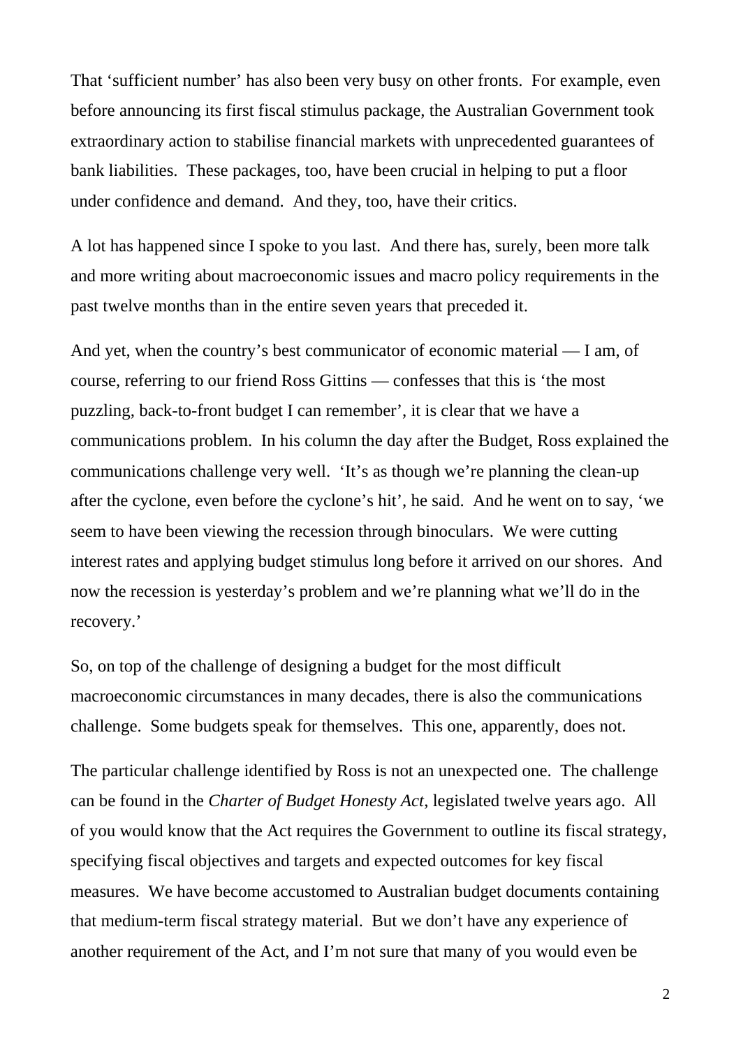That 'sufficient number' has also been very busy on other fronts. For example, even before announcing its first fiscal stimulus package, the Australian Government took extraordinary action to stabilise financial markets with unprecedented guarantees of bank liabilities. These packages, too, have been crucial in helping to put a floor under confidence and demand. And they, too, have their critics.

A lot has happened since I spoke to you last. And there has, surely, been more talk and more writing about macroeconomic issues and macro policy requirements in the past twelve months than in the entire seven years that preceded it.

And yet, when the country's best communicator of economic material — I am, of course, referring to our friend Ross Gittins — confesses that this is 'the most puzzling, back-to-front budget I can remember', it is clear that we have a communications problem. In his column the day after the Budget, Ross explained the communications challenge very well. 'It's as though we're planning the clean-up after the cyclone, even before the cyclone's hit', he said. And he went on to say, 'we seem to have been viewing the recession through binoculars. We were cutting interest rates and applying budget stimulus long before it arrived on our shores. And now the recession is yesterday's problem and we're planning what we'll do in the recovery.'

So, on top of the challenge of designing a budget for the most difficult macroeconomic circumstances in many decades, there is also the communications challenge. Some budgets speak for themselves. This one, apparently, does not.

The particular challenge identified by Ross is not an unexpected one. The challenge can be found in the *Charter of Budget Honesty Act*, legislated twelve years ago. All of you would know that the Act requires the Government to outline its fiscal strategy, specifying fiscal objectives and targets and expected outcomes for key fiscal measures. We have become accustomed to Australian budget documents containing that medium-term fiscal strategy material. But we don't have any experience of another requirement of the Act, and I'm not sure that many of you would even be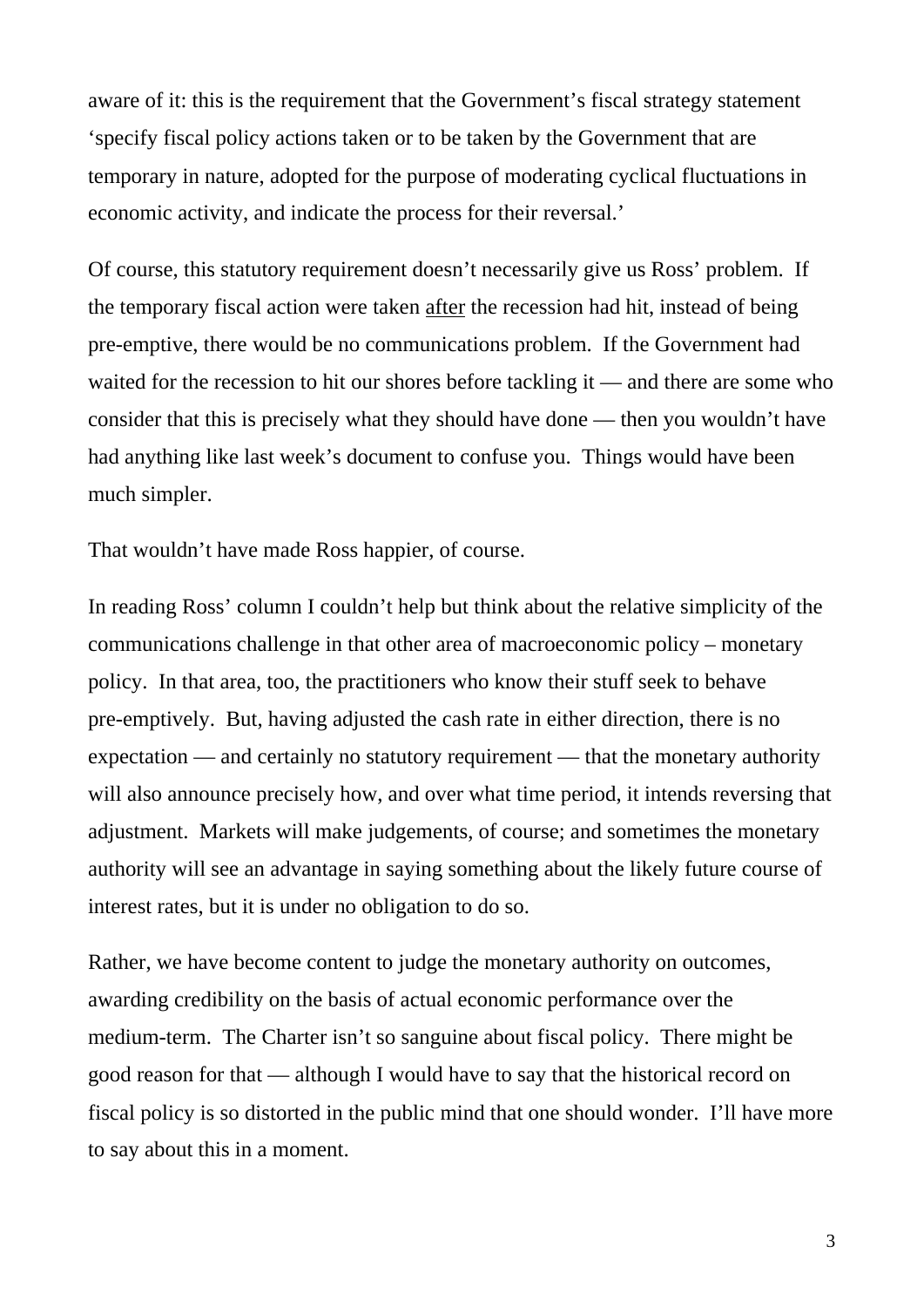aware of it: this is the requirement that the Government's fiscal strategy statement 'specify fiscal policy actions taken or to be taken by the Government that are temporary in nature, adopted for the purpose of moderating cyclical fluctuations in economic activity, and indicate the process for their reversal.'

Of course, this statutory requirement doesn't necessarily give us Ross' problem. If the temporary fiscal action were taken <u>after</u> the recession had hit, instead of being pre-emptive, there would be no communications problem. If the Government had waited for the recession to hit our shores before tackling it — and there are some who consider that this is precisely what they should have done — then you wouldn't have had anything like last week's document to confuse you. Things would have been much simpler.

That wouldn't have made Ross happier, of course.

In reading Ross' column I couldn't help but think about the relative simplicity of the communications challenge in that other area of macroeconomic policy – monetary policy. In that area, too, the practitioners who know their stuff seek to behave pre-emptively. But, having adjusted the cash rate in either direction, there is no expectation — and certainly no statutory requirement — that the monetary authority will also announce precisely how, and over what time period, it intends reversing that adjustment. Markets will make judgements, of course; and sometimes the monetary authority will see an advantage in saying something about the likely future course of interest rates, but it is under no obligation to do so.

Rather, we have become content to judge the monetary authority on outcomes, awarding credibility on the basis of actual economic performance over the medium-term. The Charter isn't so sanguine about fiscal policy. There might be good reason for that — although I would have to say that the historical record on fiscal policy is so distorted in the public mind that one should wonder. I'll have more to say about this in a moment.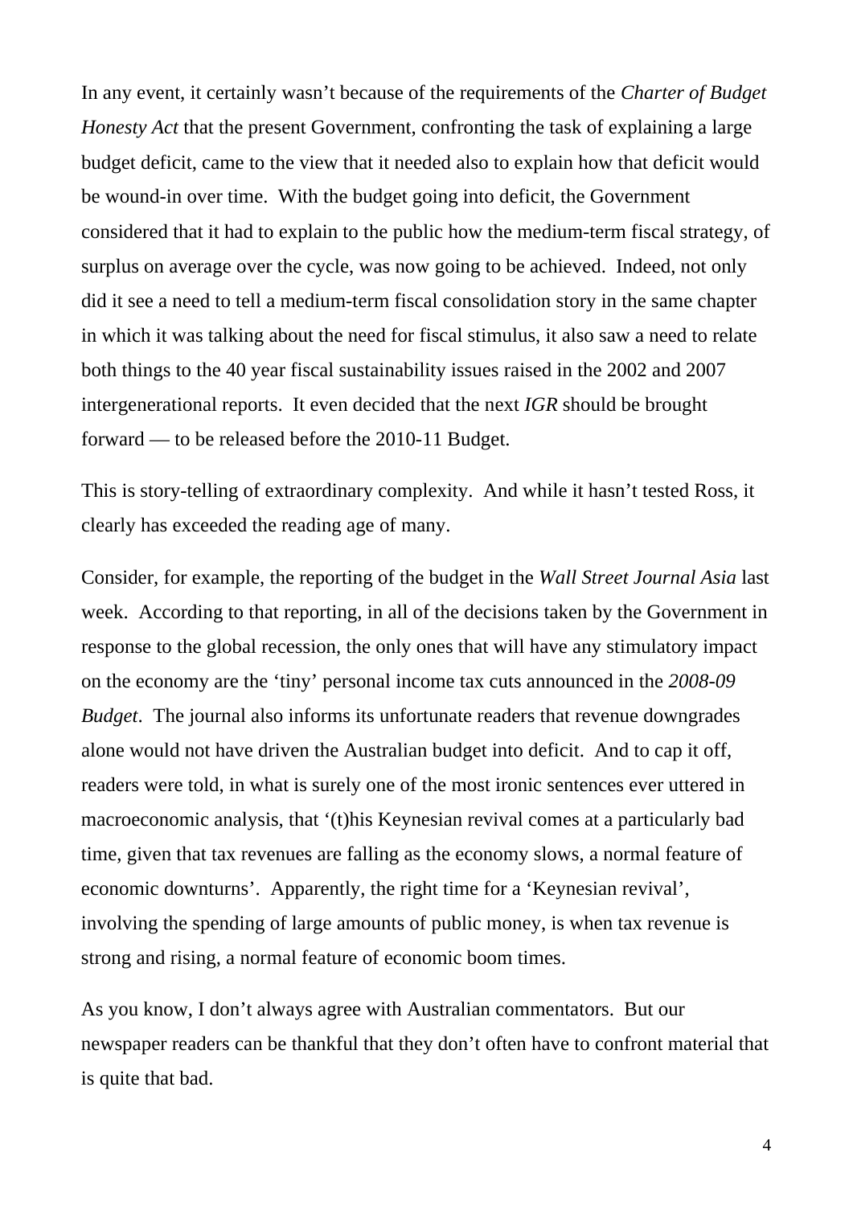In any event, it certainly wasn't because of the requirements of the *Charter of Budget Honesty Act* that the present Government, confronting the task of explaining a large budget deficit, came to the view that it needed also to explain how that deficit would be wound-in over time. With the budget going into deficit, the Government considered that it had to explain to the public how the medium-term fiscal strategy, of surplus on average over the cycle, was now going to be achieved. Indeed, not only did it see a need to tell a medium-term fiscal consolidation story in the same chapter in which it was talking about the need for fiscal stimulus, it also saw a need to relate both things to the 40 year fiscal sustainability issues raised in the 2002 and 2007 intergenerational reports. It even decided that the next *IGR* should be brought forward — to be released before the 2010-11 Budget.

This is story-telling of extraordinary complexity. And while it hasn't tested Ross, it clearly has exceeded the reading age of many.

Consider, for example, the reporting of the budget in the *Wall Street Journal Asia* last week. According to that reporting, in all of the decisions taken by the Government in response to the global recession, the only ones that will have any stimulatory impact on the economy are the 'tiny' personal income tax cuts announced in the *2008-09 Budget*. The journal also informs its unfortunate readers that revenue downgrades alone would not have driven the Australian budget into deficit. And to cap it off, readers were told, in what is surely one of the most ironic sentences ever uttered in macroeconomic analysis, that '(t)his Keynesian revival comes at a particularly bad time, given that tax revenues are falling as the economy slows, a normal feature of economic downturns'. Apparently, the right time for a 'Keynesian revival', involving the spending of large amounts of public money, is when tax revenue is strong and rising, a normal feature of economic boom times.

As you know, I don't always agree with Australian commentators. But our newspaper readers can be thankful that they don't often have to confront material that is quite that bad.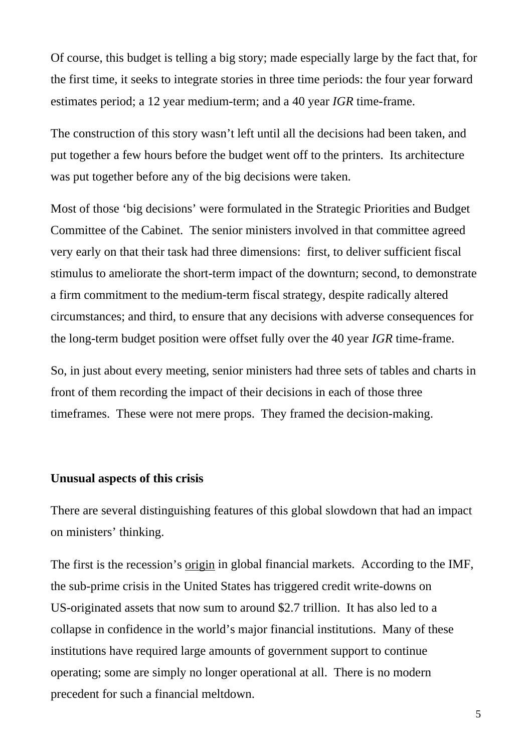Of course, this budget is telling a big story; made especially large by the fact that, for the first time, it seeks to integrate stories in three time periods: the four year forward estimates period; a 12 year medium-term; and a 40 year *IGR* time-frame.

The construction of this story wasn't left until all the decisions had been taken, and put together a few hours before the budget went off to the printers. Its architecture was put together before any of the big decisions were taken.

Most of those 'big decisions' were formulated in the Strategic Priorities and Budget Committee of the Cabinet. The senior ministers involved in that committee agreed very early on that their task had three dimensions: first, to deliver sufficient fiscal stimulus to ameliorate the short-term impact of the downturn; second, to demonstrate a firm commitment to the medium-term fiscal strategy, despite radically altered circumstances; and third, to ensure that any decisions with adverse consequences for the long-term budget position were offset fully over the 40 year *IGR* time-frame.

So, in just about every meeting, senior ministers had three sets of tables and charts in front of them recording the impact of their decisions in each of those three timeframes. These were not mere props. They framed the decision-making.

**Unusual aspects of this crisis**

There are several distinguishing features of this global slowdown that had an impact on ministers' thinking.

The first is the recession's <u>origin</u> in global financial markets. According to the IMF, the sub-prime crisis in the United States has triggered credit write-downs on US-originated assets that now sum to around $2.7 trillion. It has also led to a collapse in confidence in the world's major financial institutions. Many of these institutions have required large amounts of government support to continue operating; some are simply no longer operational at all. There is no modern precedent for such a financial meltdown.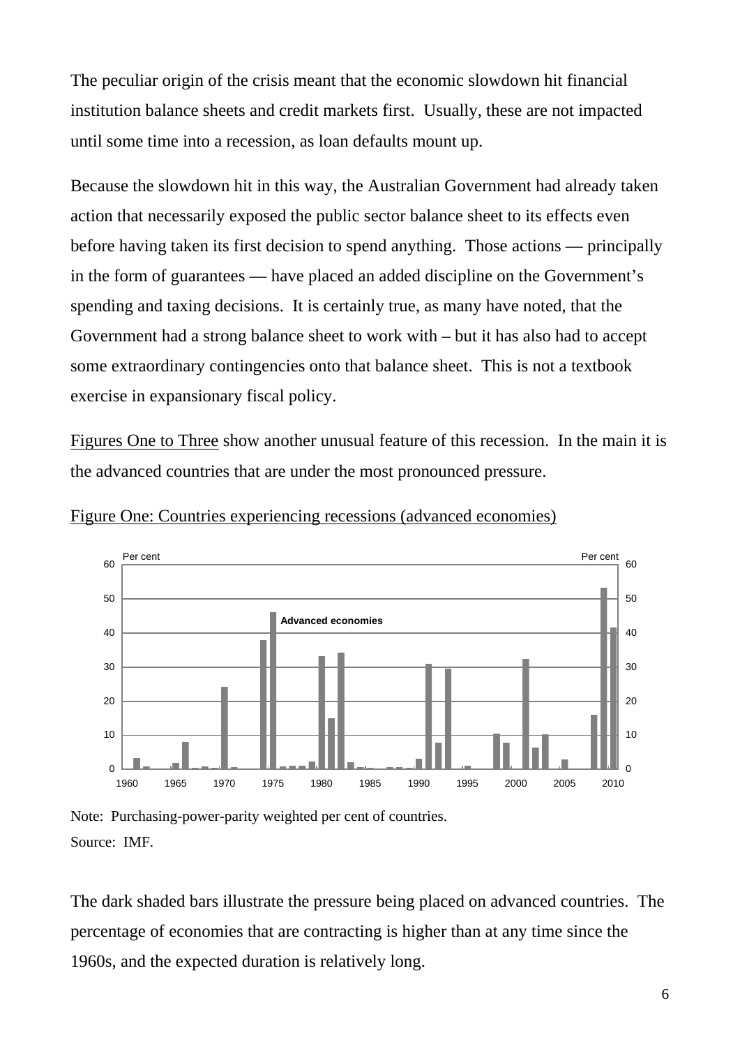The peculiar origin of the crisis meant that the economic slowdown hit financial institution balance sheets and credit markets first. Usually, these are not impacted until some time into a recession, as loan defaults mount up.

Because the slowdown hit in this way, the Australian Government had already taken action that necessarily exposed the public sector balance sheet to its effects even before having taken its first decision to spend anything. Those actions — principally in the form of guarantees — have placed an added discipline on the Government's spending and taxing decisions. It is certainly true, as many have noted, that the Government had a strong balance sheet to work with – but it has also had to accept some extraordinary contingencies onto that balance sheet. This is not a textbook exercise in expansionary fiscal policy.

Figures One to Three show another unusual feature of this recession. In the main it is the advanced countries that are under the most pronounced pressure.

Figure One: Countries experiencing recessions (advanced economies)

Note: Purchasing-power-parity weighted per cent of countries.
Source: IMF.

The dark shaded bars illustrate the pressure being placed on advanced countries. The percentage of economies that are contracting is higher than at any time since the 1960s, and the expected duration is relatively long.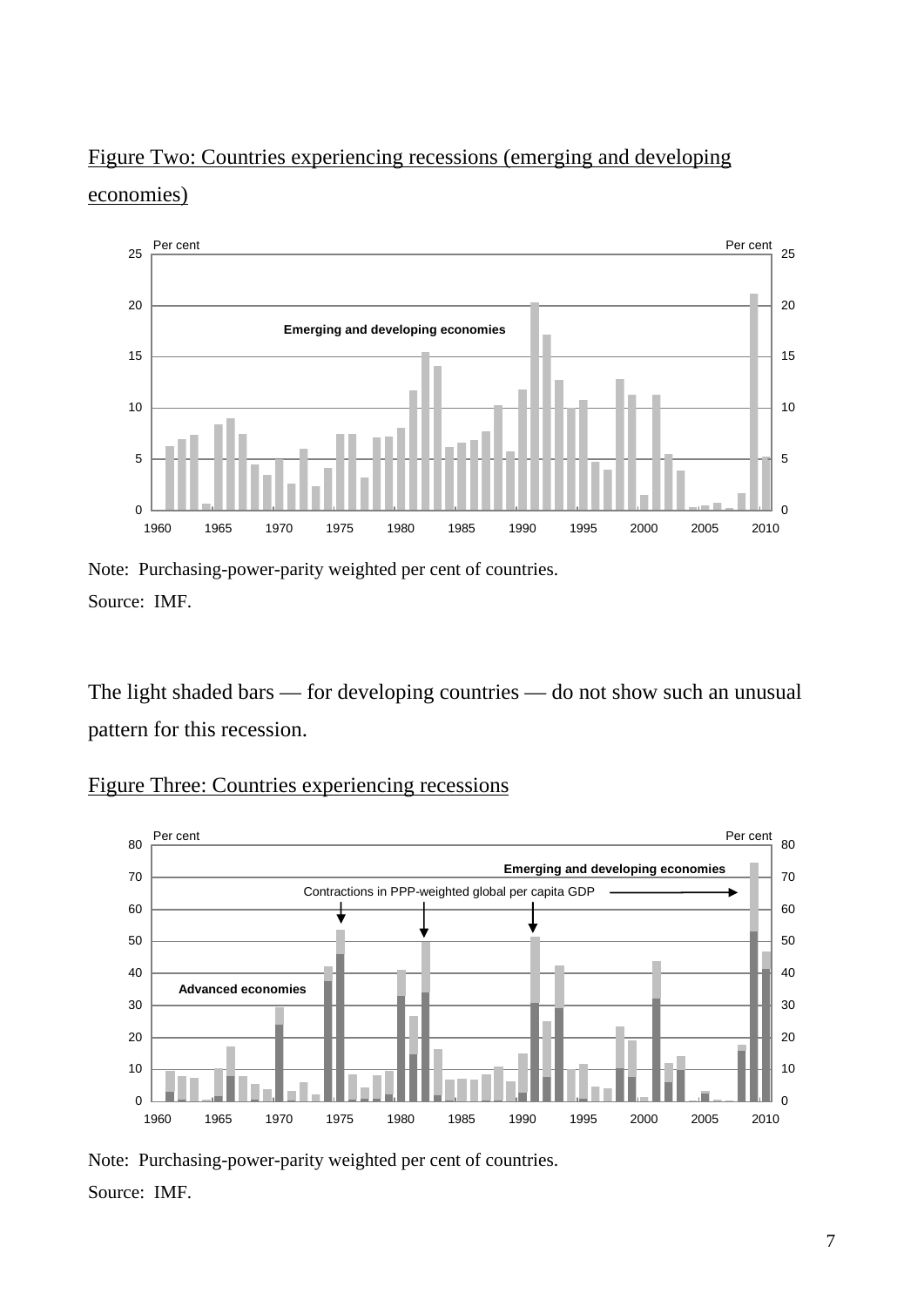Figure Two: Countries experiencing recessions (emerging and developing economies)

Note: Purchasing-power-parity weighted per cent of countries.

Source: IMF.

The light shaded bars — for developing countries — do not show such an unusual pattern for this recession.

Figure Three: Countries experiencing recessions

Note: Purchasing-power-parity weighted per cent of countries.

Source: IMF.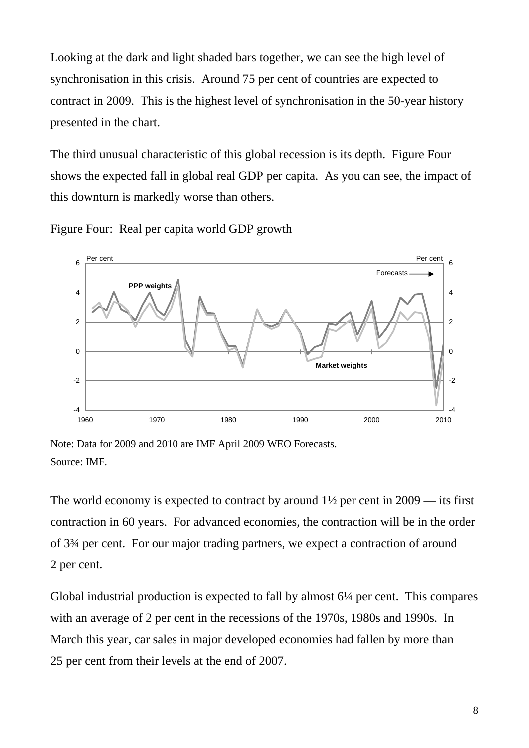Looking at the dark and light shaded bars together, we can see the high level of synchronisation in this crisis. Around 75 per cent of countries are expected to contract in 2009. This is the highest level of synchronisation in the 50-year history presented in the chart.

The third unusual characteristic of this global recession is its depth. Figure Four shows the expected fall in global real GDP per capita. As you can see, the impact of this downturn is markedly worse than others.

Figure Four: Real per capita world GDP growth

Note: Data for 2009 and 2010 are IMF April 2009 WEO Forecasts.
Source: IMF.

The world economy is expected to contract by around 1½ per cent in 2009 — its first contraction in 60 years. For advanced economies, the contraction will be in the order of 3¾ per cent. For our major trading partners, we expect a contraction of around 2 per cent.

Global industrial production is expected to fall by almost 6¼ per cent. This compares with an average of 2 per cent in the recessions of the 1970s, 1980s and 1990s. In March this year, car sales in major developed economies had fallen by more than 25 per cent from their levels at the end of 2007.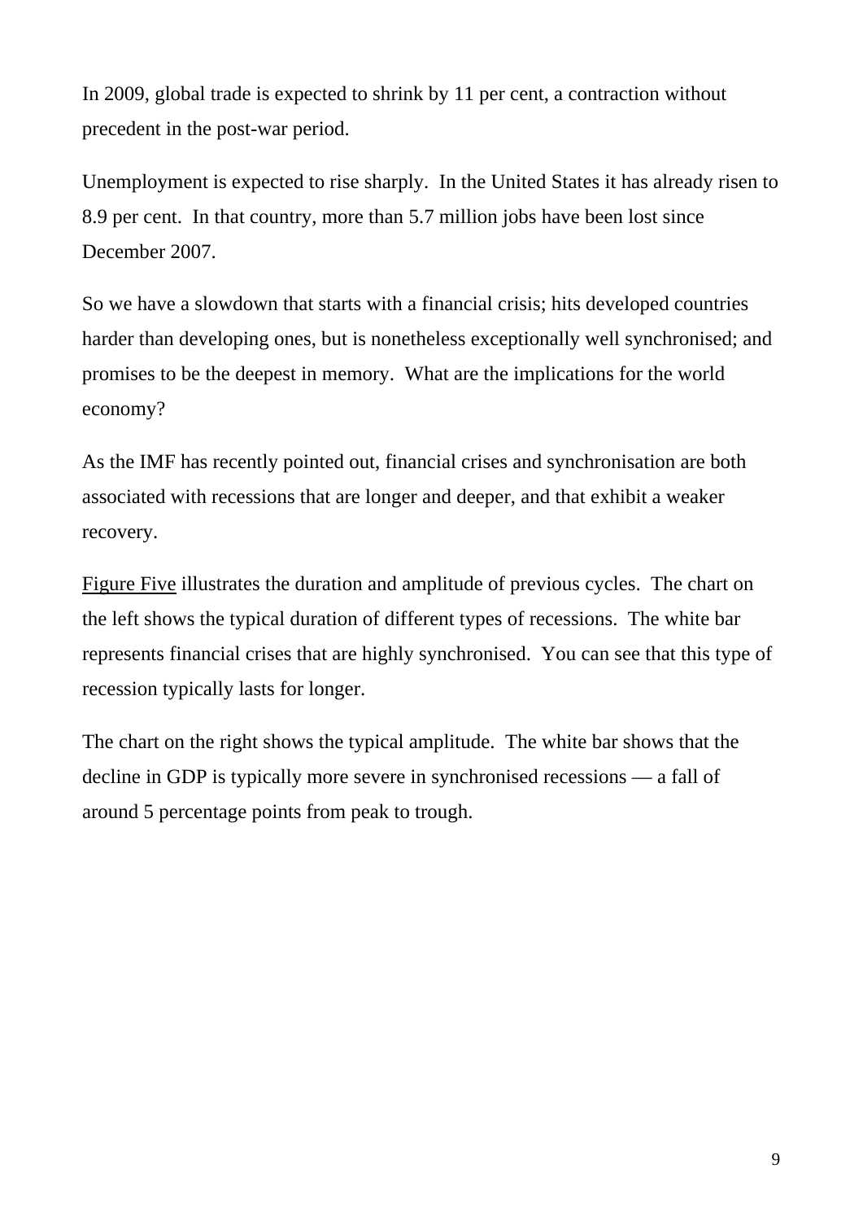In 2009, global trade is expected to shrink by 11 per cent, a contraction without precedent in the post-war period.

Unemployment is expected to rise sharply. In the United States it has already risen to 8.9 per cent. In that country, more than 5.7 million jobs have been lost since December 2007.

So we have a slowdown that starts with a financial crisis; hits developed countries harder than developing ones, but is nonetheless exceptionally well synchronised; and promises to be the deepest in memory. What are the implications for the world economy?

As the IMF has recently pointed out, financial crises and synchronisation are both associated with recessions that are longer and deeper, and that exhibit a weaker recovery.

<u>Figure Five</u> illustrates the duration and amplitude of previous cycles. The chart on the left shows the typical duration of different types of recessions. The white bar represents financial crises that are highly synchronised. You can see that this type of recession typically lasts for longer.

The chart on the right shows the typical amplitude. The white bar shows that the decline in GDP is typically more severe in synchronised recessions — a fall of around 5 percentage points from peak to trough.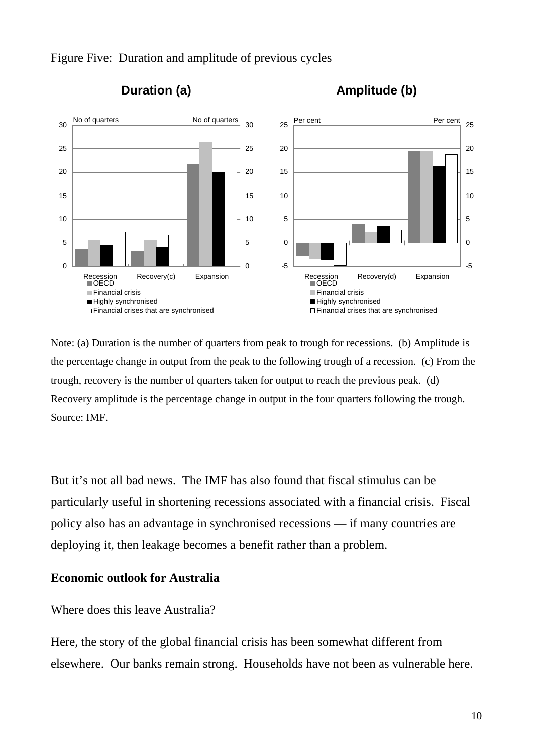Figure Five: Duration and amplitude of previous cycles

**Duration (a)** | **Amplitude (b)**

Note: (a) Duration is the number of quarters from peak to trough for recessions. (b) Amplitude is the percentage change in output from the peak to the following trough of a recession. (c) From the trough, recovery is the number of quarters taken for output to reach the previous peak. (d) Recovery amplitude is the percentage change in output in the four quarters following the trough. Source: IMF.

But it's not all bad news. The IMF has also found that fiscal stimulus can be particularly useful in shortening recessions associated with a financial crisis. Fiscal policy also has an advantage in synchronised recessions — if many countries are deploying it, then leakage becomes a benefit rather than a problem.

**Economic outlook for Australia**

Where does this leave Australia?

Here, the story of the global financial crisis has been somewhat different from elsewhere. Our banks remain strong. Households have not been as vulnerable here.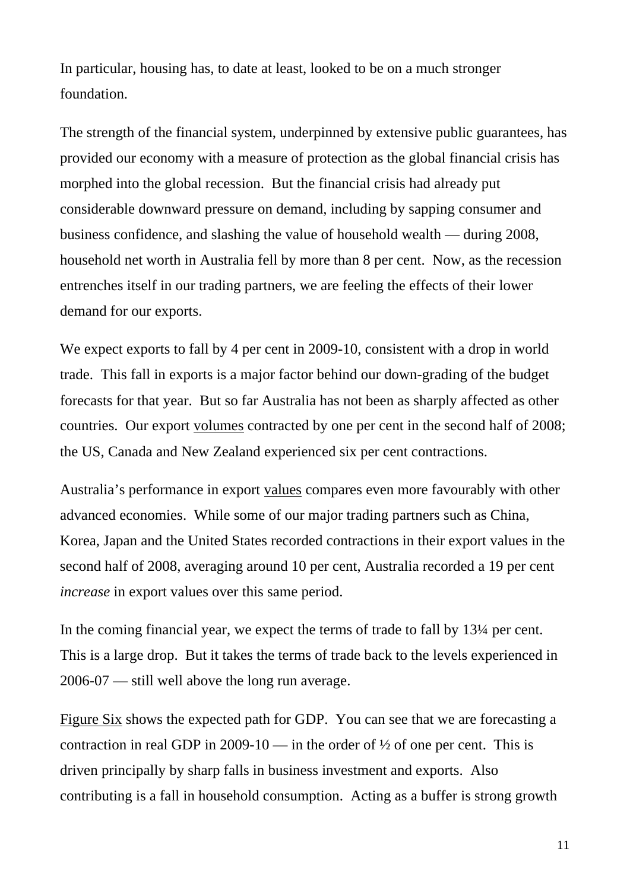In particular, housing has, to date at least, looked to be on a much stronger foundation.

The strength of the financial system, underpinned by extensive public guarantees, has provided our economy with a measure of protection as the global financial crisis has morphed into the global recession. But the financial crisis had already put considerable downward pressure on demand, including by sapping consumer and business confidence, and slashing the value of household wealth — during 2008, household net worth in Australia fell by more than 8 per cent. Now, as the recession entrenches itself in our trading partners, we are feeling the effects of their lower demand for our exports.

We expect exports to fall by 4 per cent in 2009-10, consistent with a drop in world trade. This fall in exports is a major factor behind our down-grading of the budget forecasts for that year. But so far Australia has not been as sharply affected as other countries. Our export volumes contracted by one per cent in the second half of 2008; the US, Canada and New Zealand experienced six per cent contractions.

Australia's performance in export values compares even more favourably with other advanced economies. While some of our major trading partners such as China, Korea, Japan and the United States recorded contractions in their export values in the second half of 2008, averaging around 10 per cent, Australia recorded a 19 per cent *increase* in export values over this same period.

In the coming financial year, we expect the terms of trade to fall by 13¼ per cent. This is a large drop. But it takes the terms of trade back to the levels experienced in 2006-07 — still well above the long run average.

Figure Six shows the expected path for GDP. You can see that we are forecasting a contraction in real GDP in 2009-10 — in the order of ½ of one per cent. This is driven principally by sharp falls in business investment and exports. Also contributing is a fall in household consumption. Acting as a buffer is strong growth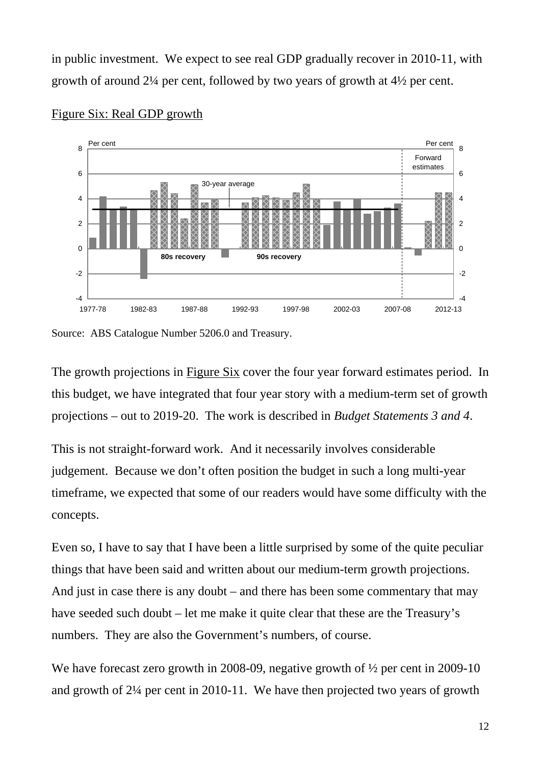in public investment. We expect to see real GDP gradually recover in 2010-11, with growth of around 2¼ per cent, followed by two years of growth at 4½ per cent.

Figure Six: Real GDP growth

Source: ABS Catalogue Number 5206.0 and Treasury.

The growth projections in Figure Six cover the four year forward estimates period. In this budget, we have integrated that four year story with a medium-term set of growth projections – out to 2019-20. The work is described in *Budget Statements 3 and 4*.

This is not straight-forward work. And it necessarily involves considerable judgement. Because we don't often position the budget in such a long multi-year timeframe, we expected that some of our readers would have some difficulty with the concepts.

Even so, I have to say that I have been a little surprised by some of the quite peculiar things that have been said and written about our medium-term growth projections. And just in case there is any doubt – and there has been some commentary that may have seeded such doubt – let me make it quite clear that these are the Treasury's numbers. They are also the Government's numbers, of course.

We have forecast zero growth in 2008-09, negative growth of ½ per cent in 2009-10 and growth of 2¼ per cent in 2010-11. We have then projected two years of growth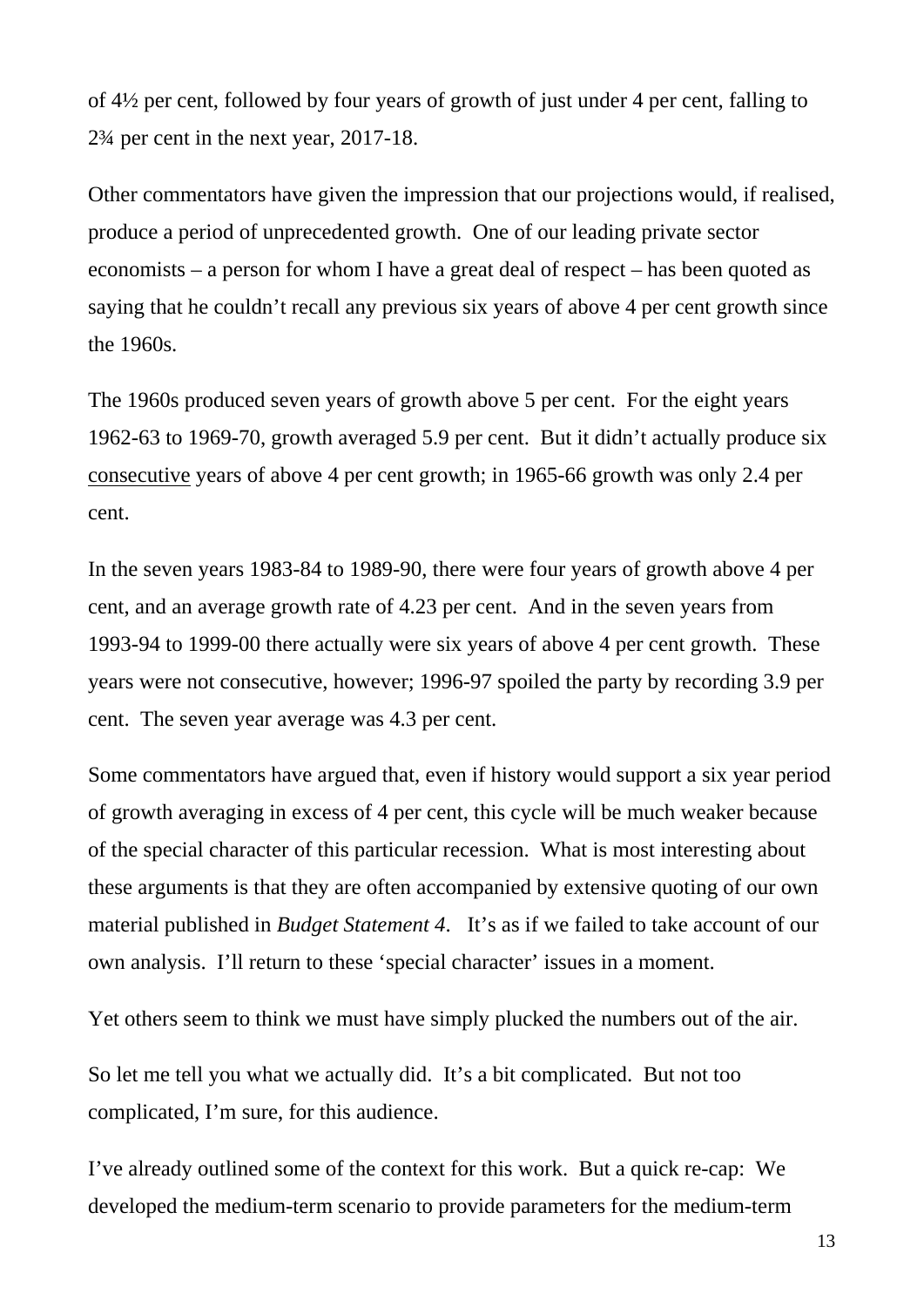of 4½ per cent, followed by four years of growth of just under 4 per cent, falling to 2¾ per cent in the next year, 2017-18.

Other commentators have given the impression that our projections would, if realised, produce a period of unprecedented growth. One of our leading private sector economists – a person for whom I have a great deal of respect – has been quoted as saying that he couldn't recall any previous six years of above 4 per cent growth since the 1960s.

The 1960s produced seven years of growth above 5 per cent. For the eight years 1962-63 to 1969-70, growth averaged 5.9 per cent. But it didn't actually produce six <u>consecutive</u> years of above 4 per cent growth; in 1965-66 growth was only 2.4 per cent.

In the seven years 1983-84 to 1989-90, there were four years of growth above 4 per cent, and an average growth rate of 4.23 per cent. And in the seven years from 1993-94 to 1999-00 there actually were six years of above 4 per cent growth. These years were not consecutive, however; 1996-97 spoiled the party by recording 3.9 per cent. The seven year average was 4.3 per cent.

Some commentators have argued that, even if history would support a six year period of growth averaging in excess of 4 per cent, this cycle will be much weaker because of the special character of this particular recession. What is most interesting about these arguments is that they are often accompanied by extensive quoting of our own material published in *Budget Statement 4*. It's as if we failed to take account of our own analysis. I'll return to these 'special character' issues in a moment.

Yet others seem to think we must have simply plucked the numbers out of the air.

So let me tell you what we actually did. It's a bit complicated. But not too complicated, I'm sure, for this audience.

I've already outlined some of the context for this work. But a quick re-cap: We developed the medium-term scenario to provide parameters for the medium-term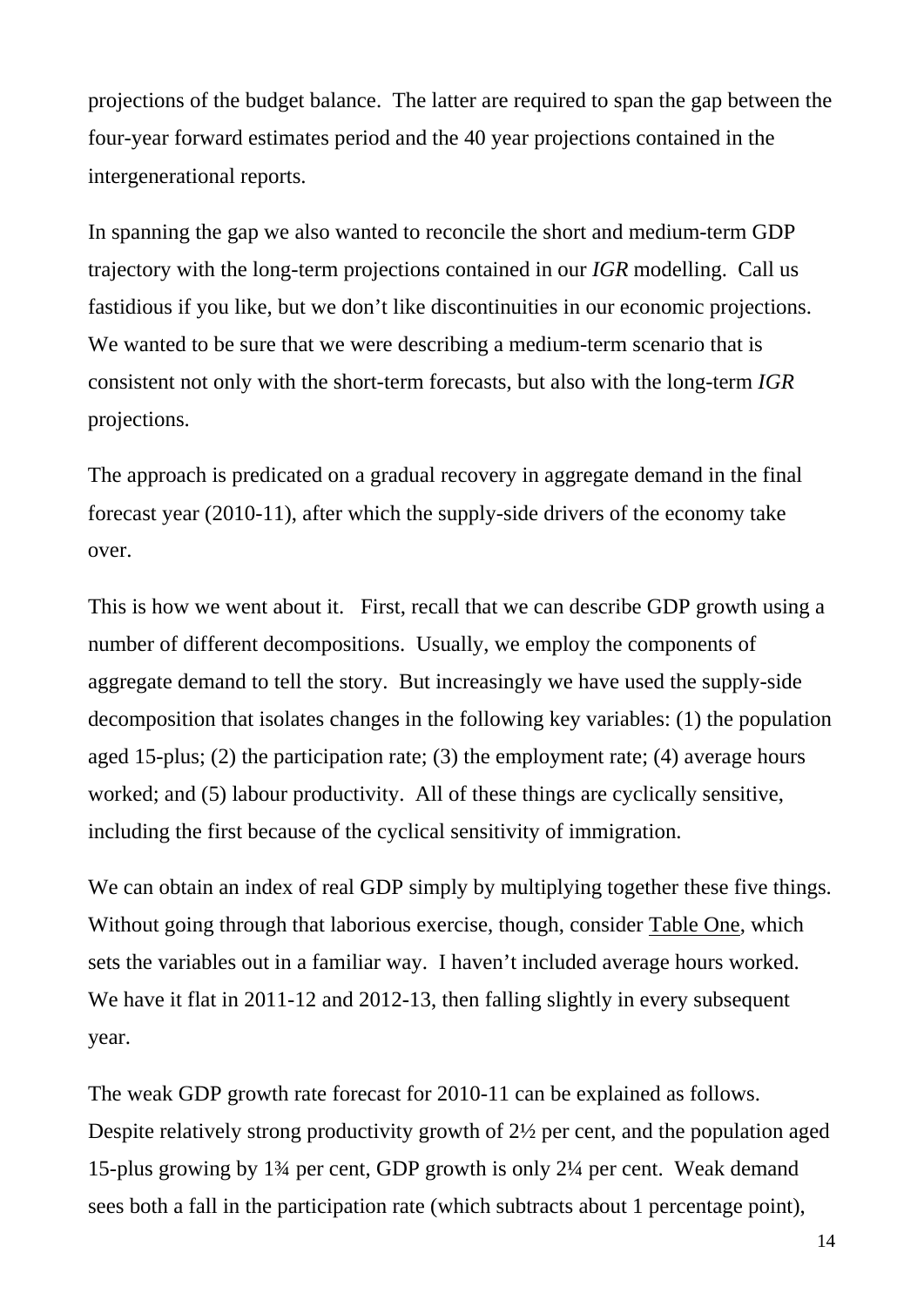projections of the budget balance. The latter are required to span the gap between the four-year forward estimates period and the 40 year projections contained in the intergenerational reports.

In spanning the gap we also wanted to reconcile the short and medium-term GDP trajectory with the long-term projections contained in our *IGR* modelling. Call us fastidious if you like, but we don't like discontinuities in our economic projections. We wanted to be sure that we were describing a medium-term scenario that is consistent not only with the short-term forecasts, but also with the long-term *IGR* projections.

The approach is predicated on a gradual recovery in aggregate demand in the final forecast year (2010-11), after which the supply-side drivers of the economy take over.

This is how we went about it. First, recall that we can describe GDP growth using a number of different decompositions. Usually, we employ the components of aggregate demand to tell the story. But increasingly we have used the supply-side decomposition that isolates changes in the following key variables: (1) the population aged 15-plus; (2) the participation rate; (3) the employment rate; (4) average hours worked; and (5) labour productivity. All of these things are cyclically sensitive, including the first because of the cyclical sensitivity of immigration.

We can obtain an index of real GDP simply by multiplying together these five things. Without going through that laborious exercise, though, consider Table One, which sets the variables out in a familiar way. I haven't included average hours worked. We have it flat in 2011-12 and 2012-13, then falling slightly in every subsequent year.

The weak GDP growth rate forecast for 2010-11 can be explained as follows. Despite relatively strong productivity growth of 2½ per cent, and the population aged 15-plus growing by 1¾ per cent, GDP growth is only 2¼ per cent. Weak demand sees both a fall in the participation rate (which subtracts about 1 percentage point),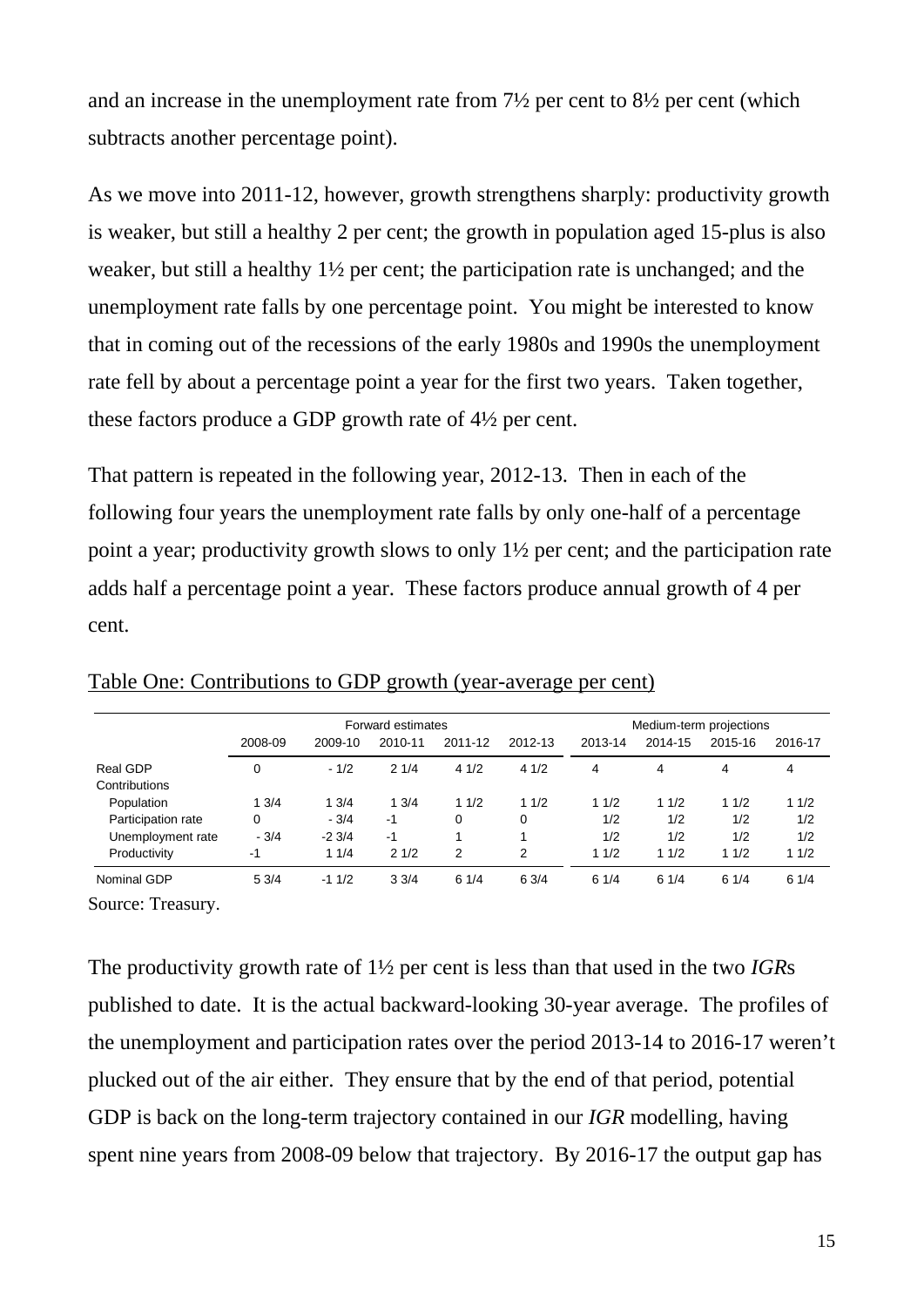and an increase in the unemployment rate from 7½ per cent to 8½ per cent (which subtracts another percentage point).

As we move into 2011-12, however, growth strengthens sharply: productivity growth is weaker, but still a healthy 2 per cent; the growth in population aged 15-plus is also weaker, but still a healthy 1½ per cent; the participation rate is unchanged; and the unemployment rate falls by one percentage point. You might be interested to know that in coming out of the recessions of the early 1980s and 1990s the unemployment rate fell by about a percentage point a year for the first two years. Taken together, these factors produce a GDP growth rate of 4½ per cent.

That pattern is repeated in the following year, 2012-13. Then in each of the following four years the unemployment rate falls by only one-half of a percentage point a year; productivity growth slows to only 1½ per cent; and the participation rate adds half a percentage point a year. These factors produce annual growth of 4 per cent.

Table One: Contributions to GDP growth (year-average per cent)

| | | Forward estimates | | | | Medium-term projections | | | |
|---|---|---|---|---|---|---|---|---|---|
| | 2008-09 | 2009-10 | 2010-11 | 2011-12 | 2012-13 | 2013-14 | 2014-15 | 2015-16 | 2016-17 |
| Real GDP | 0 | - 1/2 | 2 1/4 | 4 1/2 | 4 1/2 | 4 | 4 | 4 | 4 |
| Contributions | | | | | | | | | |
| Population | 1 3/4 | 1 3/4 | 1 3/4 | 1 1/2 | 1 1/2 | 1 1/2 | 1 1/2 | 1 1/2 | 1 1/2 |
| Participation rate | 0 | - 3/4 | -1 | 0 | 0 | 1/2 | 1/2 | 1/2 | 1/2 |
| Unemployment rate | - 3/4 | -2 3/4 | -1 | 1 | 1 | 1/2 | 1/2 | 1/2 | 1/2 |
| Productivity | -1 | 1 1/4 | 2 1/2 | 2 | 2 | 1 1/2 | 1 1/2 | 1 1/2 | 1 1/2 |
| Nominal GDP | 5 3/4 | -1 1/2 | 3 3/4 | 6 1/4 | 6 3/4 | 6 1/4 | 6 1/4 | 6 1/4 | 6 1/4 |

Source: Treasury.

The productivity growth rate of 1½ per cent is less than that used in the two *IGR*s published to date. It is the actual backward-looking 30-year average. The profiles of the unemployment and participation rates over the period 2013-14 to 2016-17 weren't plucked out of the air either. They ensure that by the end of that period, potential GDP is back on the long-term trajectory contained in our *IGR* modelling, having spent nine years from 2008-09 below that trajectory. By 2016-17 the output gap has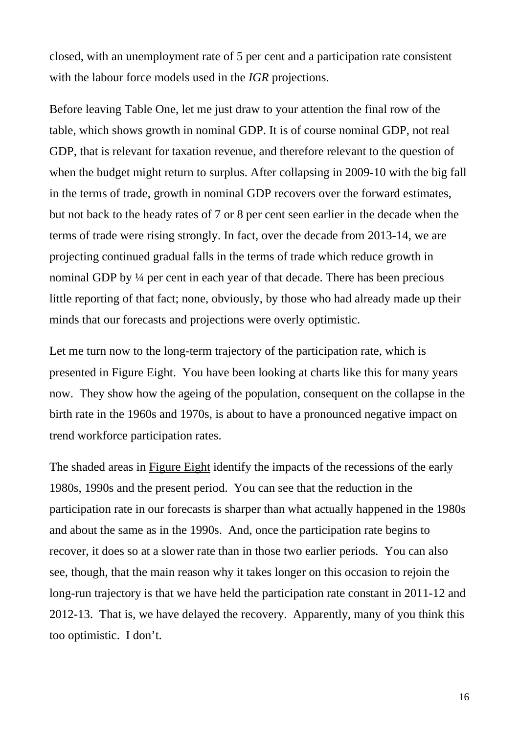closed, with an unemployment rate of 5 per cent and a participation rate consistent with the labour force models used in the *IGR* projections.

Before leaving Table One, let me just draw to your attention the final row of the table, which shows growth in nominal GDP. It is of course nominal GDP, not real GDP, that is relevant for taxation revenue, and therefore relevant to the question of when the budget might return to surplus. After collapsing in 2009-10 with the big fall in the terms of trade, growth in nominal GDP recovers over the forward estimates, but not back to the heady rates of 7 or 8 per cent seen earlier in the decade when the terms of trade were rising strongly. In fact, over the decade from 2013-14, we are projecting continued gradual falls in the terms of trade which reduce growth in nominal GDP by ¼ per cent in each year of that decade. There has been precious little reporting of that fact; none, obviously, by those who had already made up their minds that our forecasts and projections were overly optimistic.

Let me turn now to the long-term trajectory of the participation rate, which is presented in Figure Eight. You have been looking at charts like this for many years now. They show how the ageing of the population, consequent on the collapse in the birth rate in the 1960s and 1970s, is about to have a pronounced negative impact on trend workforce participation rates.

The shaded areas in Figure Eight identify the impacts of the recessions of the early 1980s, 1990s and the present period. You can see that the reduction in the participation rate in our forecasts is sharper than what actually happened in the 1980s and about the same as in the 1990s. And, once the participation rate begins to recover, it does so at a slower rate than in those two earlier periods. You can also see, though, that the main reason why it takes longer on this occasion to rejoin the long-run trajectory is that we have held the participation rate constant in 2011-12 and 2012-13. That is, we have delayed the recovery. Apparently, many of you think this too optimistic. I don't.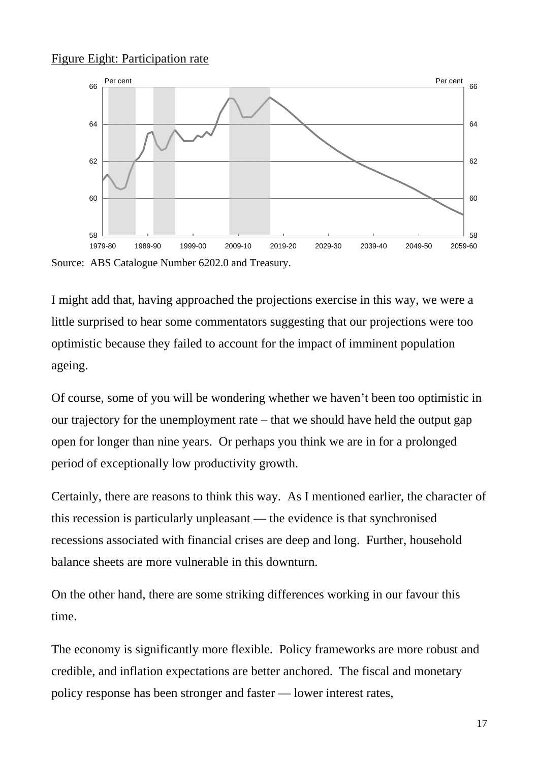Figure Eight: Participation rate

Source: ABS Catalogue Number 6202.0 and Treasury.

I might add that, having approached the projections exercise in this way, we were a little surprised to hear some commentators suggesting that our projections were too optimistic because they failed to account for the impact of imminent population ageing.

Of course, some of you will be wondering whether we haven't been too optimistic in our trajectory for the unemployment rate – that we should have held the output gap open for longer than nine years. Or perhaps you think we are in for a prolonged period of exceptionally low productivity growth.

Certainly, there are reasons to think this way. As I mentioned earlier, the character of this recession is particularly unpleasant — the evidence is that synchronised recessions associated with financial crises are deep and long. Further, household balance sheets are more vulnerable in this downturn.

On the other hand, there are some striking differences working in our favour this time.

The economy is significantly more flexible. Policy frameworks are more robust and credible, and inflation expectations are better anchored. The fiscal and monetary policy response has been stronger and faster — lower interest rates,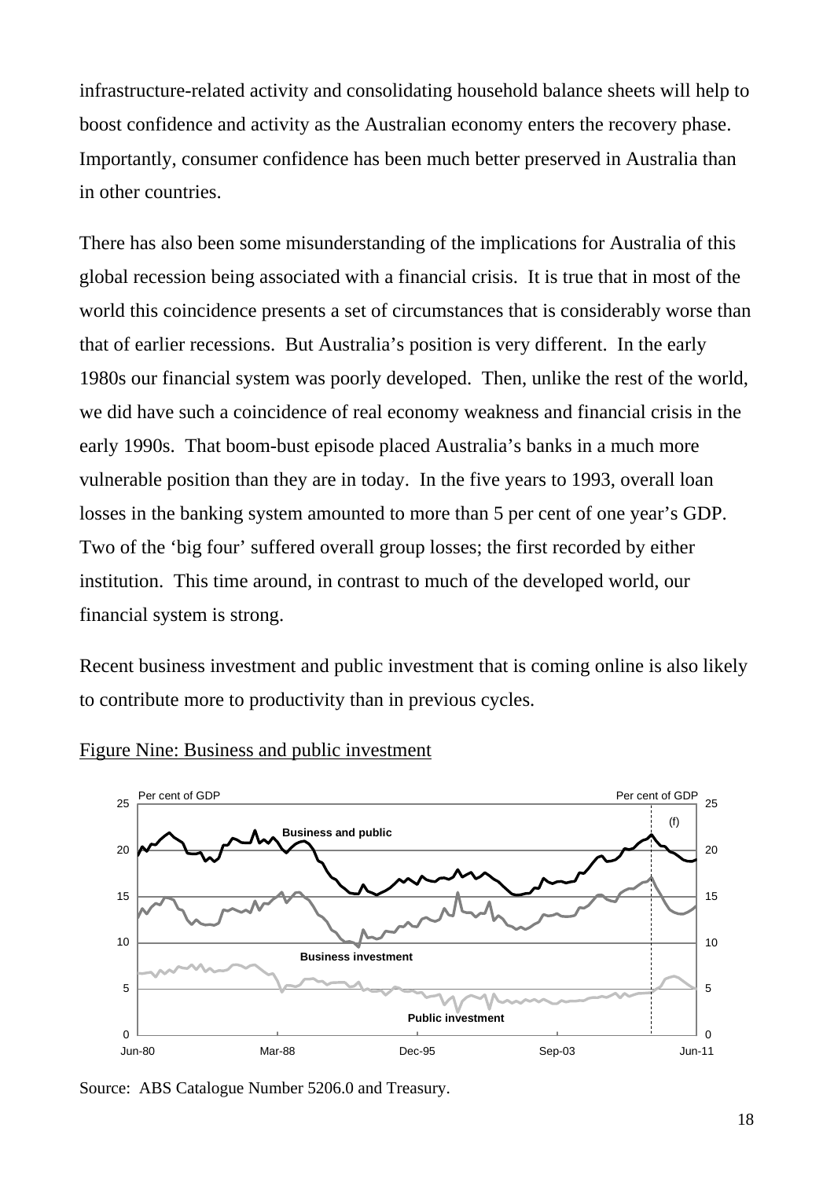infrastructure-related activity and consolidating household balance sheets will help to boost confidence and activity as the Australian economy enters the recovery phase. Importantly, consumer confidence has been much better preserved in Australia than in other countries.

There has also been some misunderstanding of the implications for Australia of this global recession being associated with a financial crisis. It is true that in most of the world this coincidence presents a set of circumstances that is considerably worse than that of earlier recessions. But Australia's position is very different. In the early 1980s our financial system was poorly developed. Then, unlike the rest of the world, we did have such a coincidence of real economy weakness and financial crisis in the early 1990s. That boom-bust episode placed Australia's banks in a much more vulnerable position than they are in today. In the five years to 1993, overall loan losses in the banking system amounted to more than 5 per cent of one year's GDP. Two of the 'big four' suffered overall group losses; the first recorded by either institution. This time around, in contrast to much of the developed world, our financial system is strong.

Recent business investment and public investment that is coming online is also likely to contribute more to productivity than in previous cycles.

Figure Nine: Business and public investment

Source: ABS Catalogue Number 5206.0 and Treasury.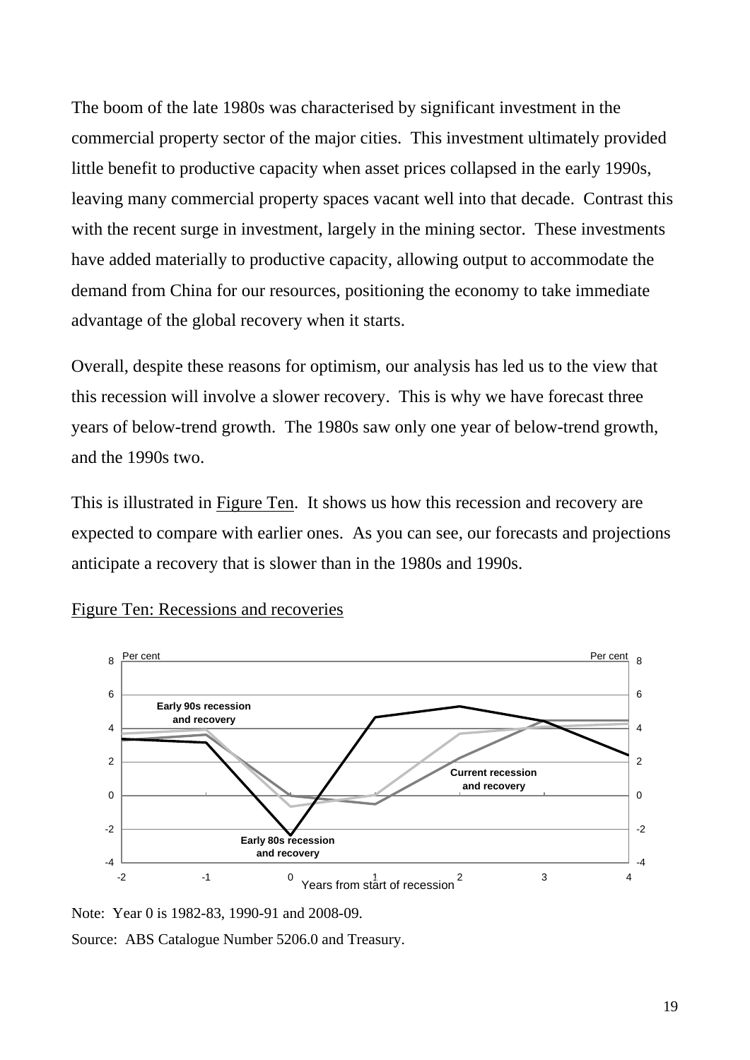The boom of the late 1980s was characterised by significant investment in the commercial property sector of the major cities. This investment ultimately provided little benefit to productive capacity when asset prices collapsed in the early 1990s, leaving many commercial property spaces vacant well into that decade. Contrast this with the recent surge in investment, largely in the mining sector. These investments have added materially to productive capacity, allowing output to accommodate the demand from China for our resources, positioning the economy to take immediate advantage of the global recovery when it starts.

Overall, despite these reasons for optimism, our analysis has led us to the view that this recession will involve a slower recovery. This is why we have forecast three years of below-trend growth. The 1980s saw only one year of below-trend growth, and the 1990s two.

This is illustrated in Figure Ten. It shows us how this recession and recovery are expected to compare with earlier ones. As you can see, our forecasts and projections anticipate a recovery that is slower than in the 1980s and 1990s.

Figure Ten: Recessions and recoveries

Note: Year 0 is 1982-83, 1990-91 and 2008-09.

Source: ABS Catalogue Number 5206.0 and Treasury.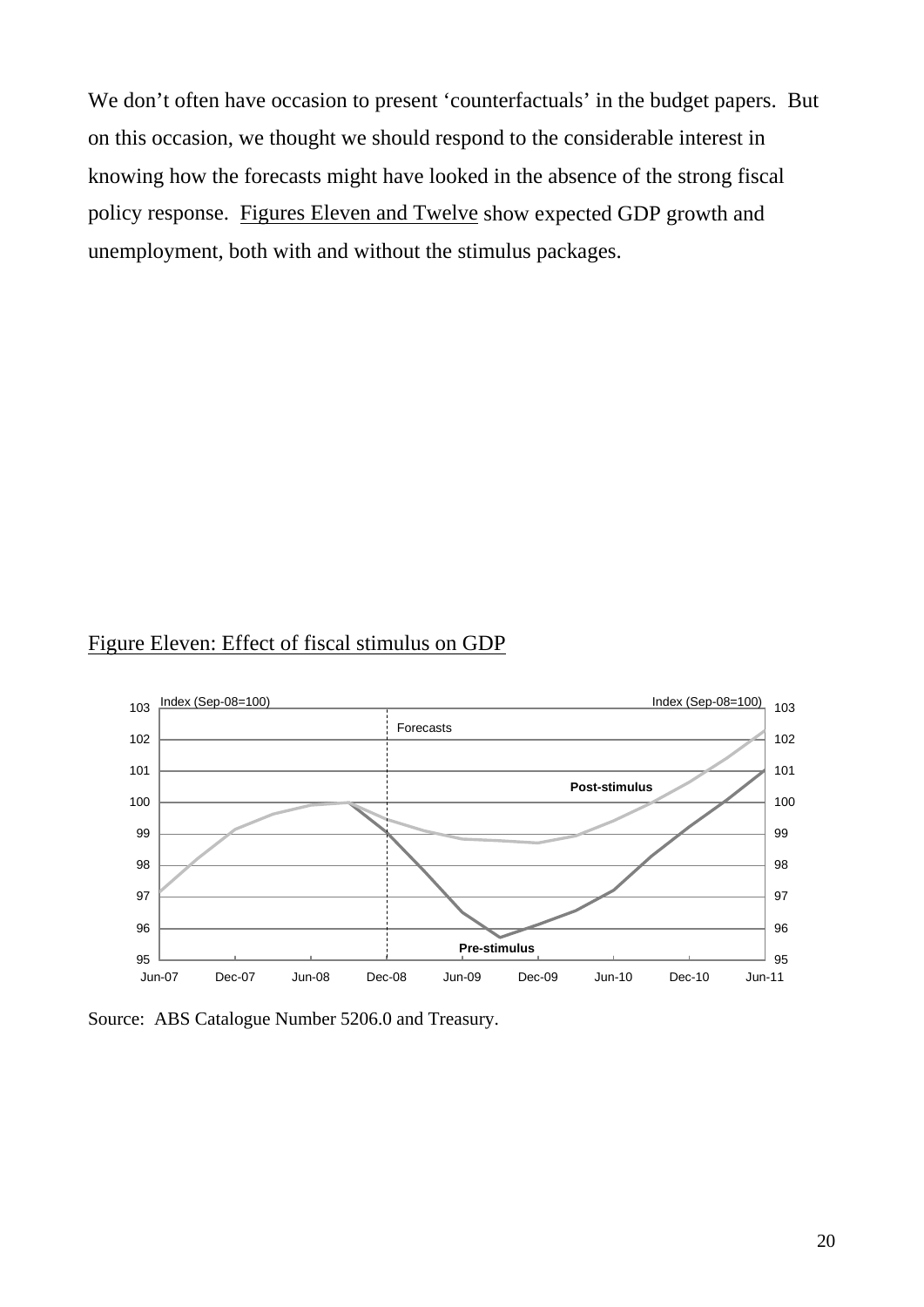We don't often have occasion to present 'counterfactuals' in the budget papers. But on this occasion, we thought we should respond to the considerable interest in knowing how the forecasts might have looked in the absence of the strong fiscal policy response. Figures Eleven and Twelve show expected GDP growth and unemployment, both with and without the stimulus packages.

Figure Eleven: Effect of fiscal stimulus on GDP

Source: ABS Catalogue Number 5206.0 and Treasury.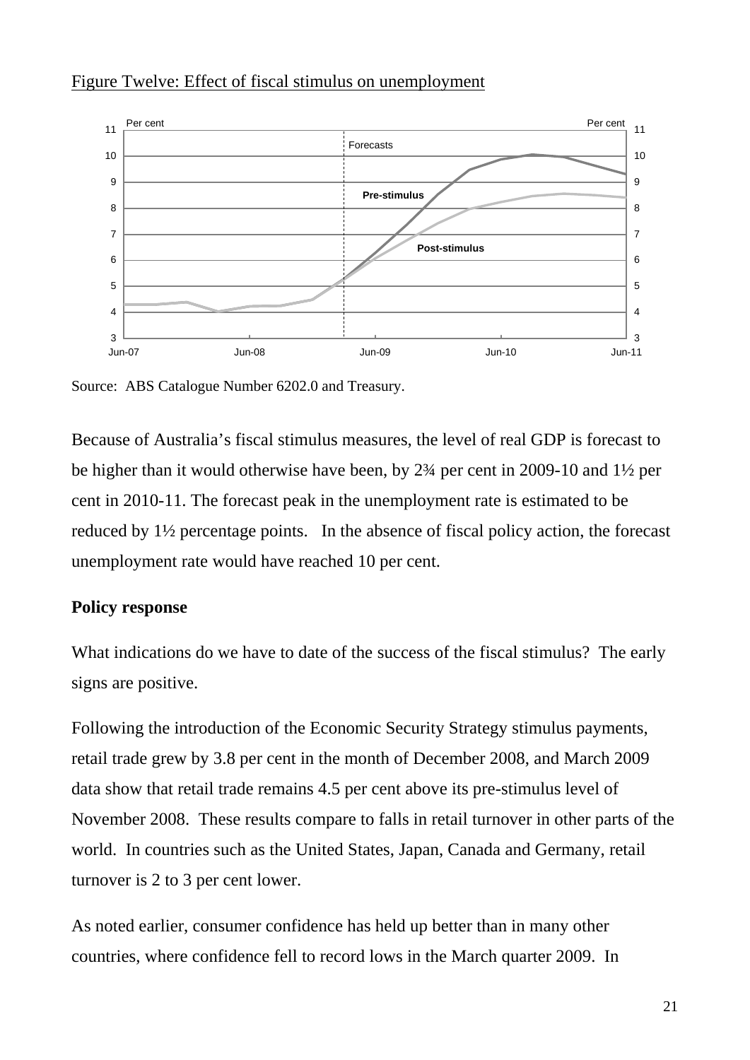Figure Twelve: Effect of fiscal stimulus on unemployment

Source: ABS Catalogue Number 6202.0 and Treasury.

Because of Australia's fiscal stimulus measures, the level of real GDP is forecast to be higher than it would otherwise have been, by 2¾ per cent in 2009-10 and 1½ per cent in 2010-11. The forecast peak in the unemployment rate is estimated to be reduced by 1½ percentage points. In the absence of fiscal policy action, the forecast unemployment rate would have reached 10 per cent.

**Policy response**

What indications do we have to date of the success of the fiscal stimulus? The early signs are positive.

Following the introduction of the Economic Security Strategy stimulus payments, retail trade grew by 3.8 per cent in the month of December 2008, and March 2009 data show that retail trade remains 4.5 per cent above its pre-stimulus level of November 2008. These results compare to falls in retail turnover in other parts of the world. In countries such as the United States, Japan, Canada and Germany, retail turnover is 2 to 3 per cent lower.

As noted earlier, consumer confidence has held up better than in many other countries, where confidence fell to record lows in the March quarter 2009. In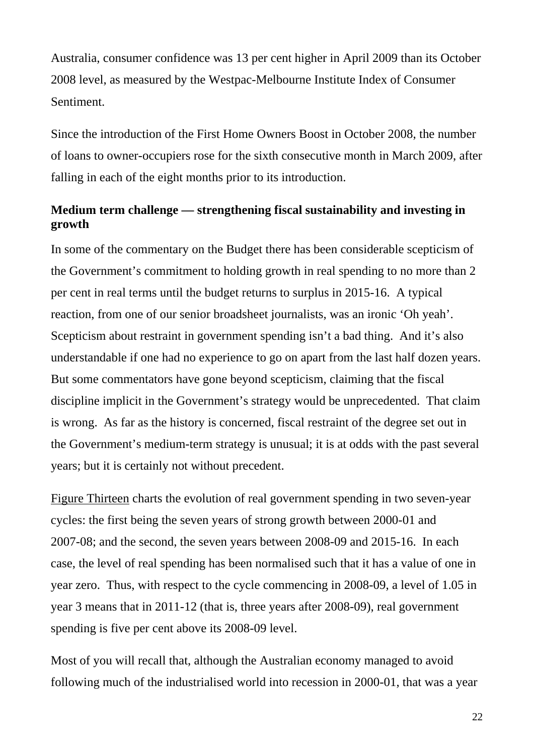Australia, consumer confidence was 13 per cent higher in April 2009 than its October 2008 level, as measured by the Westpac-Melbourne Institute Index of Consumer Sentiment.

Since the introduction of the First Home Owners Boost in October 2008, the number of loans to owner-occupiers rose for the sixth consecutive month in March 2009, after falling in each of the eight months prior to its introduction.

**Medium term challenge — strengthening fiscal sustainability and investing in growth**

In some of the commentary on the Budget there has been considerable scepticism of the Government's commitment to holding growth in real spending to no more than 2 per cent in real terms until the budget returns to surplus in 2015-16. A typical reaction, from one of our senior broadsheet journalists, was an ironic 'Oh yeah'. Scepticism about restraint in government spending isn't a bad thing. And it's also understandable if one had no experience to go on apart from the last half dozen years. But some commentators have gone beyond scepticism, claiming that the fiscal discipline implicit in the Government's strategy would be unprecedented. That claim is wrong. As far as the history is concerned, fiscal restraint of the degree set out in the Government's medium-term strategy is unusual; it is at odds with the past several years; but it is certainly not without precedent.

Figure Thirteen charts the evolution of real government spending in two seven-year cycles: the first being the seven years of strong growth between 2000-01 and 2007-08; and the second, the seven years between 2008-09 and 2015-16. In each case, the level of real spending has been normalised such that it has a value of one in year zero. Thus, with respect to the cycle commencing in 2008-09, a level of 1.05 in year 3 means that in 2011-12 (that is, three years after 2008-09), real government spending is five per cent above its 2008-09 level.

Most of you will recall that, although the Australian economy managed to avoid following much of the industrialised world into recession in 2000-01, that was a year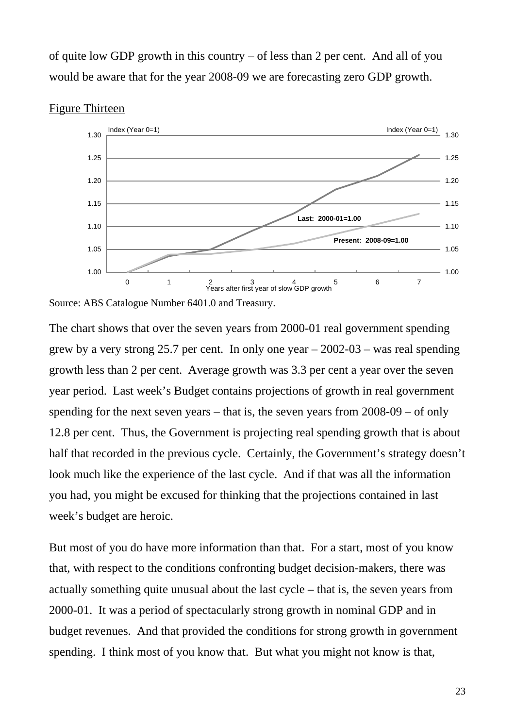of quite low GDP growth in this country – of less than 2 per cent. And all of you would be aware that for the year 2008-09 we are forecasting zero GDP growth.

Figure Thirteen

Source: ABS Catalogue Number 6401.0 and Treasury.

The chart shows that over the seven years from 2000-01 real government spending grew by a very strong 25.7 per cent. In only one year – 2002-03 – was real spending growth less than 2 per cent. Average growth was 3.3 per cent a year over the seven year period. Last week's Budget contains projections of growth in real government spending for the next seven years – that is, the seven years from 2008-09 – of only 12.8 per cent. Thus, the Government is projecting real spending growth that is about half that recorded in the previous cycle. Certainly, the Government's strategy doesn't look much like the experience of the last cycle. And if that was all the information you had, you might be excused for thinking that the projections contained in last week's budget are heroic.

But most of you do have more information than that. For a start, most of you know that, with respect to the conditions confronting budget decision-makers, there was actually something quite unusual about the last cycle – that is, the seven years from 2000-01. It was a period of spectacularly strong growth in nominal GDP and in budget revenues. And that provided the conditions for strong growth in government spending. I think most of you know that. But what you might not know is that,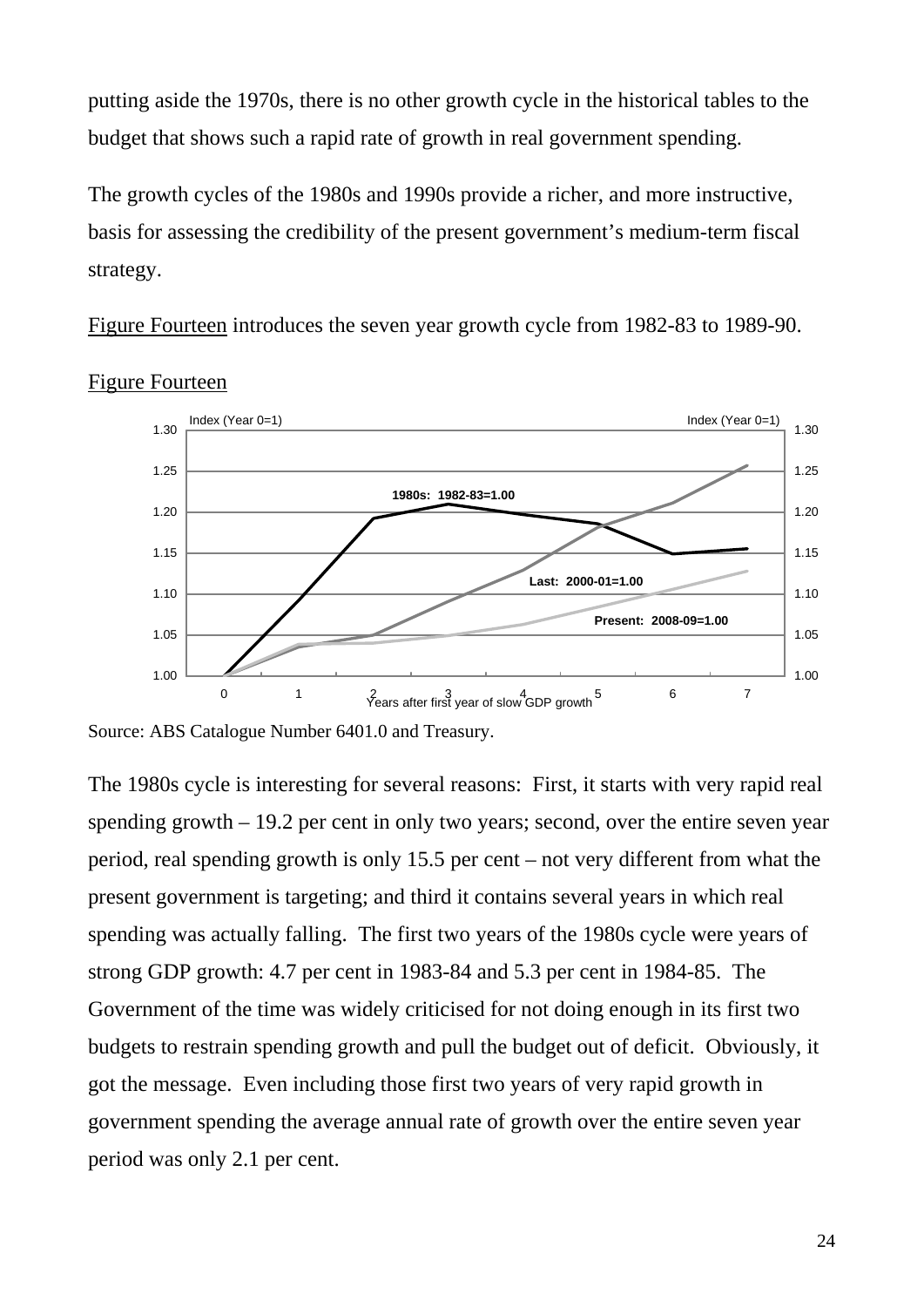putting aside the 1970s, there is no other growth cycle in the historical tables to the budget that shows such a rapid rate of growth in real government spending.

The growth cycles of the 1980s and 1990s provide a richer, and more instructive, basis for assessing the credibility of the present government's medium-term fiscal strategy.

Figure Fourteen introduces the seven year growth cycle from 1982-83 to 1989-90.

Figure Fourteen

Source: ABS Catalogue Number 6401.0 and Treasury.

The 1980s cycle is interesting for several reasons: First, it starts with very rapid real spending growth – 19.2 per cent in only two years; second, over the entire seven year period, real spending growth is only 15.5 per cent – not very different from what the present government is targeting; and third it contains several years in which real spending was actually falling. The first two years of the 1980s cycle were years of strong GDP growth: 4.7 per cent in 1983-84 and 5.3 per cent in 1984-85. The Government of the time was widely criticised for not doing enough in its first two budgets to restrain spending growth and pull the budget out of deficit. Obviously, it got the message. Even including those first two years of very rapid growth in government spending the average annual rate of growth over the entire seven year period was only 2.1 per cent.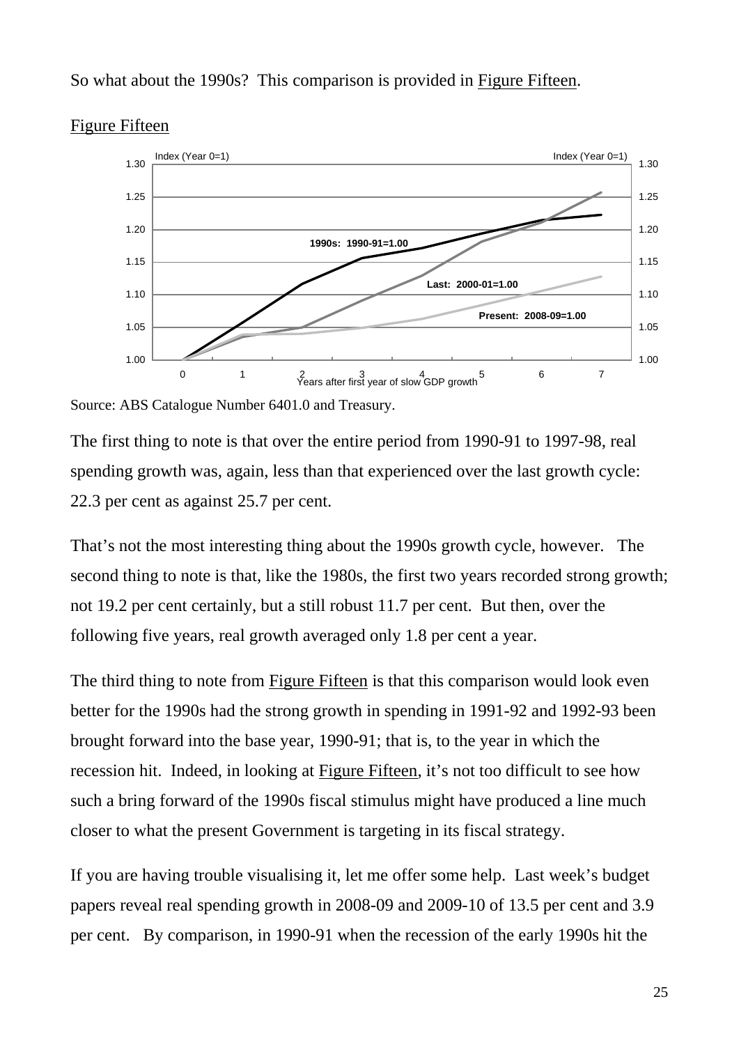So what about the 1990s? This comparison is provided in Figure Fifteen.

Figure Fifteen

Source: ABS Catalogue Number 6401.0 and Treasury.

The first thing to note is that over the entire period from 1990-91 to 1997-98, real spending growth was, again, less than that experienced over the last growth cycle: 22.3 per cent as against 25.7 per cent.

That's not the most interesting thing about the 1990s growth cycle, however. The second thing to note is that, like the 1980s, the first two years recorded strong growth; not 19.2 per cent certainly, but a still robust 11.7 per cent. But then, over the following five years, real growth averaged only 1.8 per cent a year.

The third thing to note from Figure Fifteen is that this comparison would look even better for the 1990s had the strong growth in spending in 1991-92 and 1992-93 been brought forward into the base year, 1990-91; that is, to the year in which the recession hit. Indeed, in looking at Figure Fifteen, it's not too difficult to see how such a bring forward of the 1990s fiscal stimulus might have produced a line much closer to what the present Government is targeting in its fiscal strategy.

If you are having trouble visualising it, let me offer some help. Last week's budget papers reveal real spending growth in 2008-09 and 2009-10 of 13.5 per cent and 3.9 per cent. By comparison, in 1990-91 when the recession of the early 1990s hit the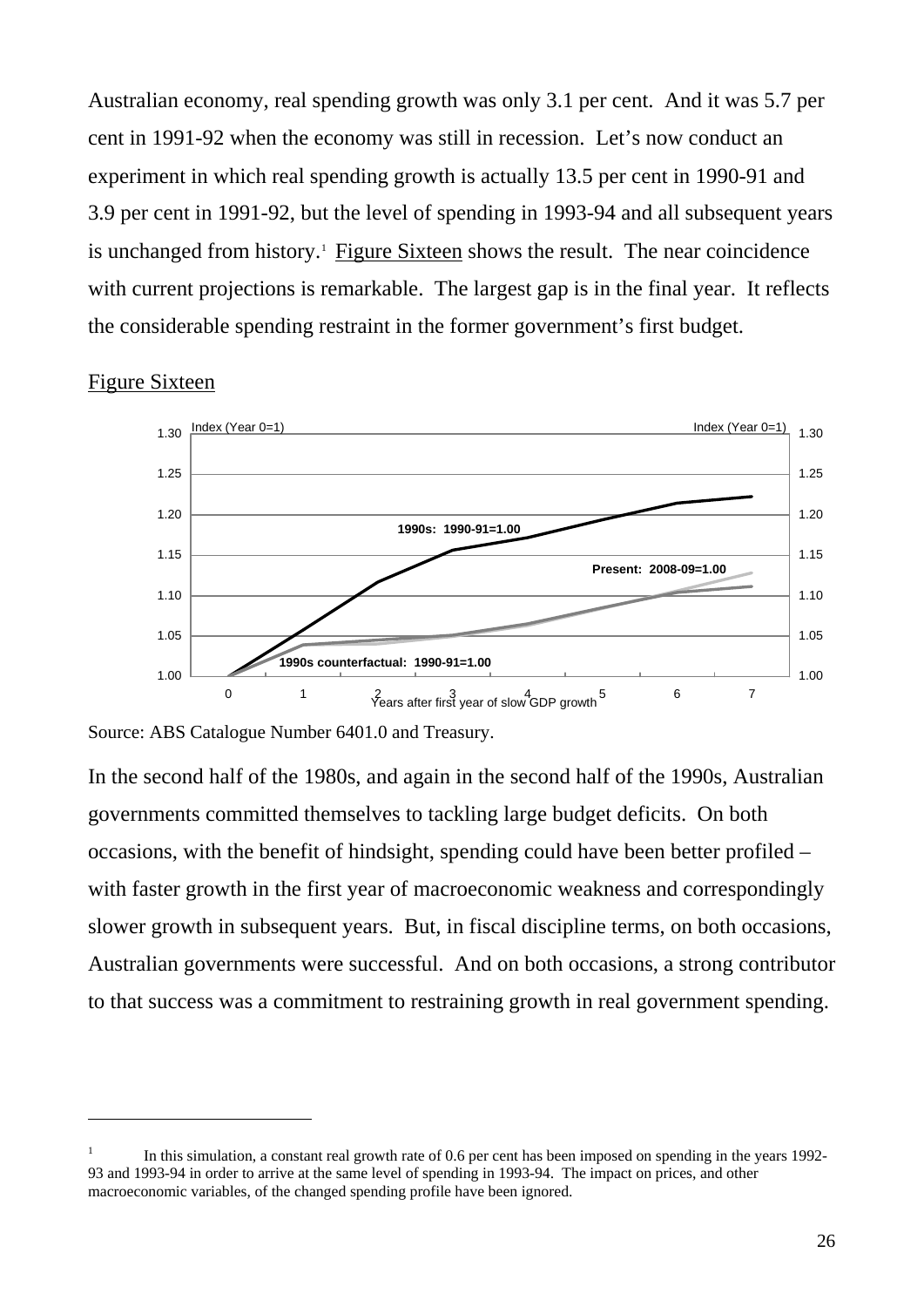Australian economy, real spending growth was only 3.1 per cent. And it was 5.7 per cent in 1991-92 when the economy was still in recession. Let's now conduct an experiment in which real spending growth is actually 13.5 per cent in 1990-91 and 3.9 per cent in 1991-92, but the level of spending in 1993-94 and all subsequent years is unchanged from history.[1] Figure Sixteen shows the result. The near coincidence with current projections is remarkable. The largest gap is in the final year. It reflects the considerable spending restraint in the former government's first budget.

Figure Sixteen

Source: ABS Catalogue Number 6401.0 and Treasury.

In the second half of the 1980s, and again in the second half of the 1990s, Australian governments committed themselves to tackling large budget deficits. On both occasions, with the benefit of hindsight, spending could have been better profiled – with faster growth in the first year of macroeconomic weakness and correspondingly slower growth in subsequent years. But, in fiscal discipline terms, on both occasions, Australian governments were successful. And on both occasions, a strong contributor to that success was a commitment to restraining growth in real government spending.

---

[1] In this simulation, a constant real growth rate of 0.6 per cent has been imposed on spending in the years 1992-93 and 1993-94 in order to arrive at the same level of spending in 1993-94. The impact on prices, and other macroeconomic variables, of the changed spending profile have been ignored.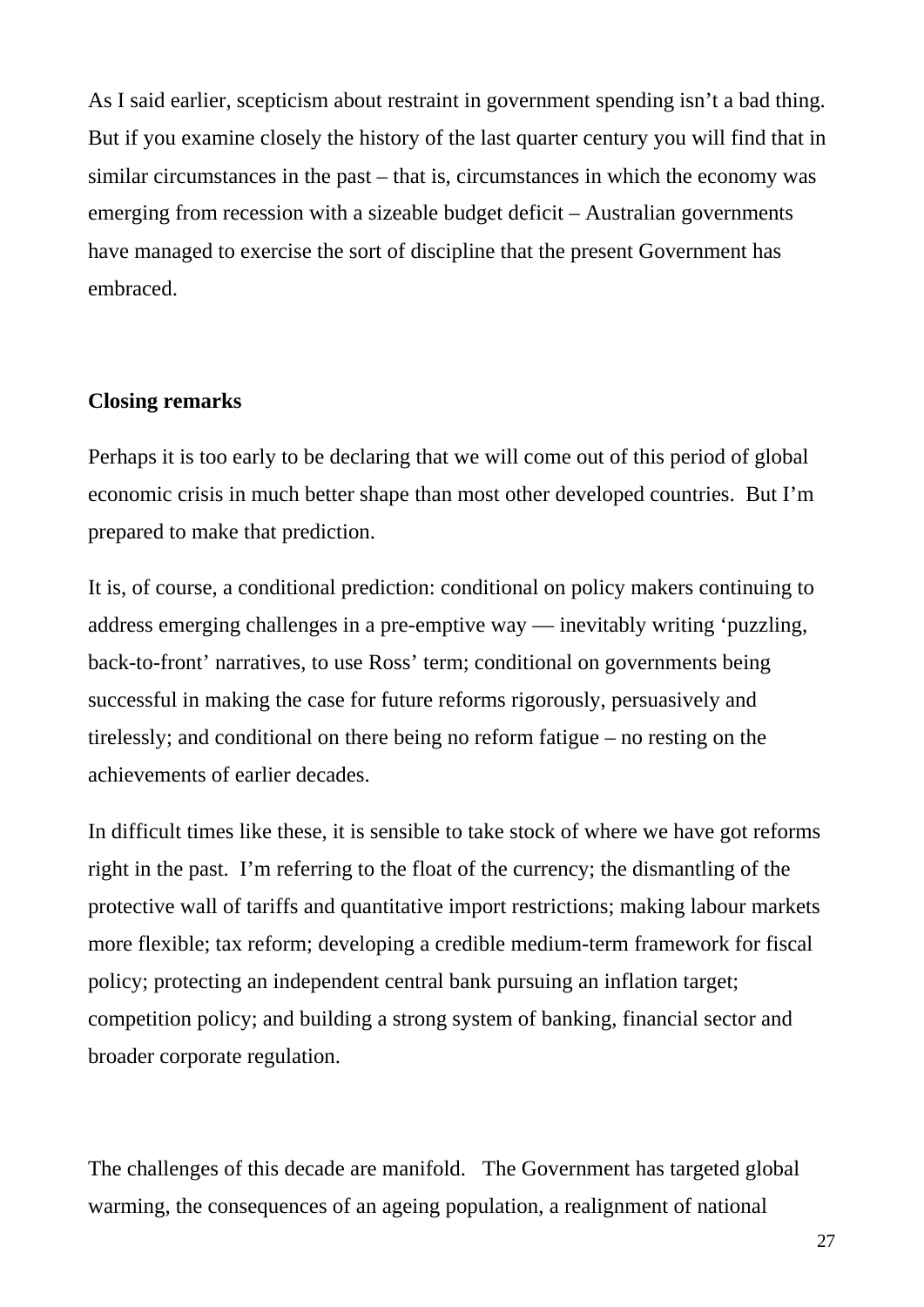As I said earlier, scepticism about restraint in government spending isn't a bad thing. But if you examine closely the history of the last quarter century you will find that in similar circumstances in the past – that is, circumstances in which the economy was emerging from recession with a sizeable budget deficit – Australian governments have managed to exercise the sort of discipline that the present Government has embraced.

**Closing remarks**

Perhaps it is too early to be declaring that we will come out of this period of global economic crisis in much better shape than most other developed countries. But I'm prepared to make that prediction.

It is, of course, a conditional prediction: conditional on policy makers continuing to address emerging challenges in a pre-emptive way — inevitably writing 'puzzling, back-to-front' narratives, to use Ross' term; conditional on governments being successful in making the case for future reforms rigorously, persuasively and tirelessly; and conditional on there being no reform fatigue – no resting on the achievements of earlier decades.

In difficult times like these, it is sensible to take stock of where we have got reforms right in the past. I'm referring to the float of the currency; the dismantling of the protective wall of tariffs and quantitative import restrictions; making labour markets more flexible; tax reform; developing a credible medium-term framework for fiscal policy; protecting an independent central bank pursuing an inflation target; competition policy; and building a strong system of banking, financial sector and broader corporate regulation.

The challenges of this decade are manifold. The Government has targeted global warming, the consequences of an ageing population, a realignment of national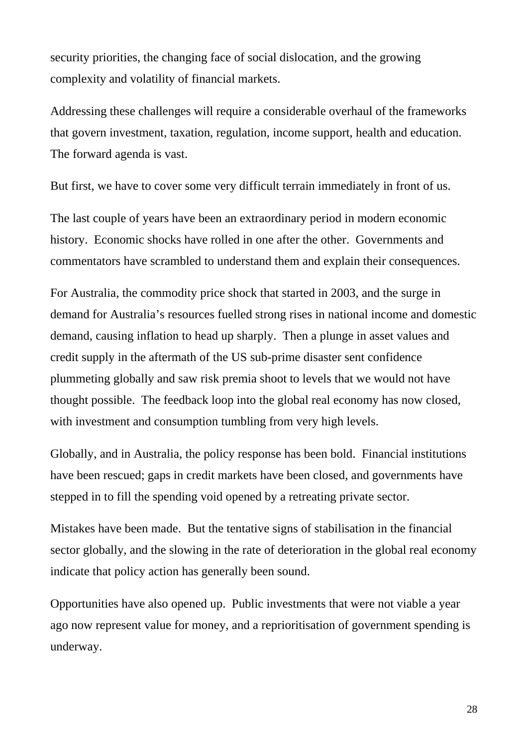security priorities, the changing face of social dislocation, and the growing complexity and volatility of financial markets.

Addressing these challenges will require a considerable overhaul of the frameworks that govern investment, taxation, regulation, income support, health and education. The forward agenda is vast.

But first, we have to cover some very difficult terrain immediately in front of us.

The last couple of years have been an extraordinary period in modern economic history. Economic shocks have rolled in one after the other. Governments and commentators have scrambled to understand them and explain their consequences.

For Australia, the commodity price shock that started in 2003, and the surge in demand for Australia's resources fuelled strong rises in national income and domestic demand, causing inflation to head up sharply. Then a plunge in asset values and credit supply in the aftermath of the US sub-prime disaster sent confidence plummeting globally and saw risk premia shoot to levels that we would not have thought possible. The feedback loop into the global real economy has now closed, with investment and consumption tumbling from very high levels.

Globally, and in Australia, the policy response has been bold. Financial institutions have been rescued; gaps in credit markets have been closed, and governments have stepped in to fill the spending void opened by a retreating private sector.

Mistakes have been made. But the tentative signs of stabilisation in the financial sector globally, and the slowing in the rate of deterioration in the global real economy indicate that policy action has generally been sound.

Opportunities have also opened up. Public investments that were not viable a year ago now represent value for money, and a reprioritisation of government spending is underway.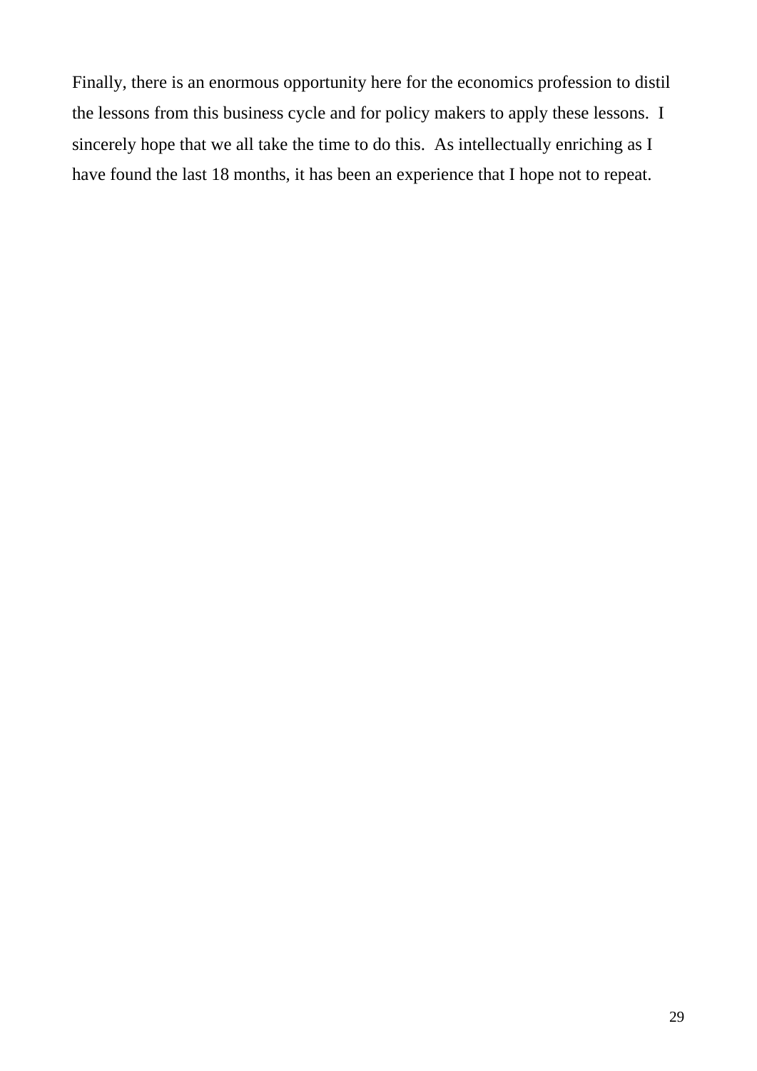Finally, there is an enormous opportunity here for the economics profession to distil the lessons from this business cycle and for policy makers to apply these lessons. I sincerely hope that we all take the time to do this. As intellectually enriching as I have found the last 18 months, it has been an experience that I hope not to repeat.